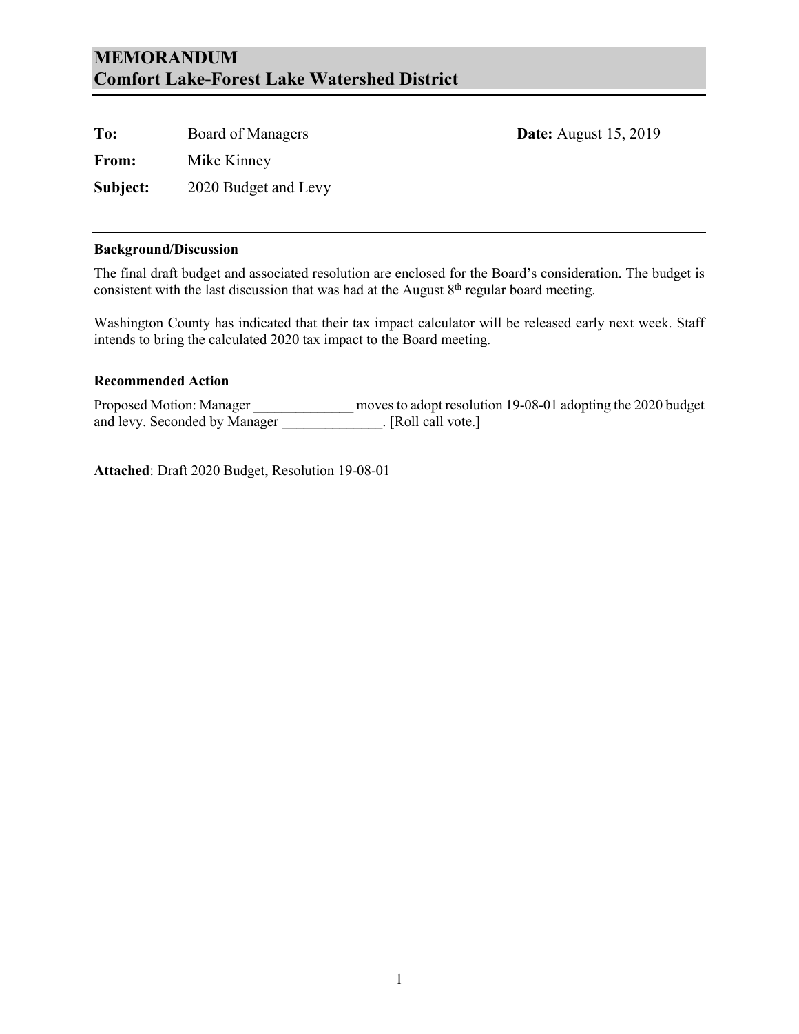# MEMORANDUM
# Comfort Lake-Forest Lake Watershed District

**To:** Board of Managers **Date:** August 15, 2019

**From:** Mike Kinney

**Subject:** 2020 Budget and Levy

---

**Background/Discussion**

The final draft budget and associated resolution are enclosed for the Board's consideration. The budget is consistent with the last discussion that was had at the August 8th regular board meeting.

Washington County has indicated that their tax impact calculator will be released early next week. Staff intends to bring the calculated 2020 tax impact to the Board meeting.

**Recommended Action**

Proposed Motion: Manager ______________ moves to adopt resolution 19-08-01 adopting the 2020 budget and levy. Seconded by Manager ______________. [Roll call vote.]

**Attached**: Draft 2020 Budget, Resolution 19-08-01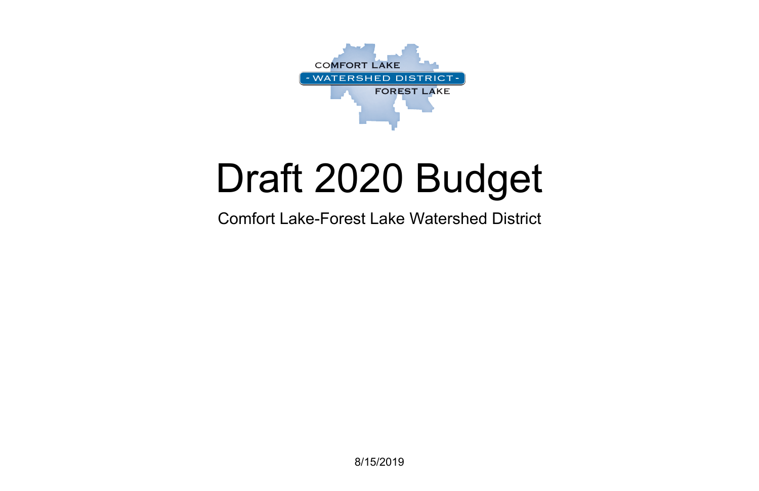COMFORT LAKE
- WATERSHED DISTRICT -
FOREST LAKE

# Draft 2020 Budget

Comfort Lake-Forest Lake Watershed District

8/15/2019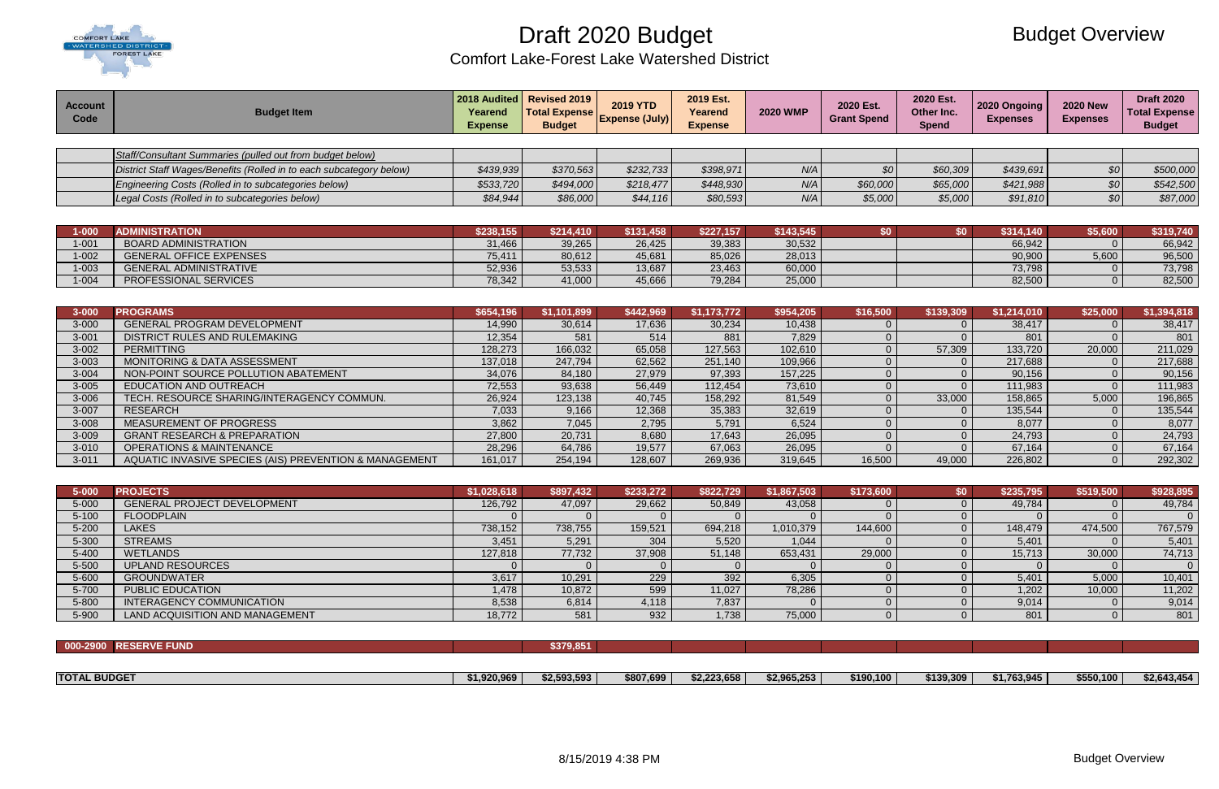# Draft 2020 Budget

## Comfort Lake-Forest Lake Watershed District

Budget Overview

| Account Code | Budget Item | 2018 Audited Yearend Expense | Revised 2019 Total Expense Budget | 2019 YTD Expense (July) | 2019 Est. Yearend Expense | 2020 WMP | 2020 Est. Grant Spend | 2020 Est. Other Inc. Spend | 2020 Ongoing Expenses | 2020 New Expenses | Draft 2020 Total Expense Budget |
|---|---|---|---|---|---|---|---|---|---|---|---|
| | *Staff/Consultant Summaries (pulled out from budget below)* | | | | | | | | | | |
| | *District Staff Wages/Benefits (Rolled in to each subcategory below)* | *$439,939* | *$370,563* | *$232,733* | *$398,971* | *N/A* | *$0* | *$60,309* | *$439,691* | *$0* | *$500,000* |
| | *Engineering Costs (Rolled in to subcategories below)* | *$533,720* | *$494,000* | *$218,477* | *$448,930* | *N/A* | *$60,000* | *$65,000* | *$421,988* | *$0* | *$542,500* |
| | *Legal Costs (Rolled in to subcategories below)* | *$84,944* | *$86,000* | *$44,116* | *$80,593* | *N/A* | *$5,000* | *$5,000* | *$91,810* | *$0* | *$87,000* |
| **1-000** | **ADMINISTRATION** | **$238,155** | **$214,410** | **$131,458** | **$227,157** | **$143,545** | **$0** | **$0** | **$314,140** | **$5,600** | **$319,740** |
| 1-001 | BOARD ADMINISTRATION | 31,466 | 39,265 | 26,425 | 39,383 | 30,532 | | | 66,942 | 0 | 66,942 |
| 1-002 | GENERAL OFFICE EXPENSES | 75,411 | 80,612 | 45,681 | 85,026 | 28,013 | | | 90,900 | 5,600 | 96,500 |
| 1-003 | GENERAL ADMINISTRATIVE | 52,936 | 53,533 | 13,687 | 23,463 | 60,000 | | | 73,798 | 0 | 73,798 |
| 1-004 | PROFESSIONAL SERVICES | 78,342 | 41,000 | 45,666 | 79,284 | 25,000 | | | 82,500 | 0 | 82,500 |
| **3-000** | **PROGRAMS** | **$654,196** | **$1,101,899** | **$442,969** | **$1,173,772** | **$954,205** | **$16,500** | **$139,309** | **$1,214,010** | **$25,000** | **$1,394,818** |
| 3-000 | GENERAL PROGRAM DEVELOPMENT | 14,990 | 30,614 | 17,636 | 30,234 | 10,438 | 0 | 0 | 38,417 | 0 | 38,417 |
| 3-001 | DISTRICT RULES AND RULEMAKING | 12,354 | 581 | 514 | 881 | 7,829 | 0 | 0 | 801 | 0 | 801 |
| 3-002 | PERMITTING | 128,273 | 166,032 | 65,058 | 127,563 | 102,610 | 0 | 57,309 | 133,720 | 20,000 | 211,029 |
| 3-003 | MONITORING & DATA ASSESSMENT | 137,018 | 247,794 | 62,562 | 251,140 | 109,966 | 0 | 0 | 217,688 | 0 | 217,688 |
| 3-004 | NON-POINT SOURCE POLLUTION ABATEMENT | 34,076 | 84,180 | 27,979 | 97,393 | 157,225 | 0 | 0 | 90,156 | 0 | 90,156 |
| 3-005 | EDUCATION AND OUTREACH | 72,553 | 93,638 | 56,449 | 112,454 | 73,610 | 0 | 0 | 111,983 | 0 | 111,983 |
| 3-006 | TECH. RESOURCE SHARING/INTERAGENCY COMMUN. | 26,924 | 123,138 | 40,745 | 158,292 | 81,549 | 0 | 33,000 | 158,865 | 5,000 | 196,865 |
| 3-007 | RESEARCH | 7,033 | 9,166 | 12,368 | 35,383 | 32,619 | 0 | 0 | 135,544 | 0 | 135,544 |
| 3-008 | MEASUREMENT OF PROGRESS | 3,862 | 7,045 | 2,795 | 5,791 | 6,524 | 0 | 0 | 8,077 | 0 | 8,077 |
| 3-009 | GRANT RESEARCH & PREPARATION | 27,800 | 20,731 | 8,680 | 17,643 | 26,095 | 0 | 0 | 24,793 | 0 | 24,793 |
| 3-010 | OPERATIONS & MAINTENANCE | 28,296 | 64,786 | 19,577 | 67,063 | 26,095 | 0 | 0 | 67,164 | 0 | 67,164 |
| 3-011 | AQUATIC INVASIVE SPECIES (AIS) PREVENTION & MANAGEMENT | 161,017 | 254,194 | 128,607 | 269,936 | 319,645 | 16,500 | 49,000 | 226,802 | 0 | 292,302 |
| **5-000** | **PROJECTS** | **$1,028,618** | **$897,432** | **$233,272** | **$822,729** | **$1,867,503** | **$173,600** | **$0** | **$235,795** | **$519,500** | **$928,895** |
| 5-000 | GENERAL PROJECT DEVELOPMENT | 126,792 | 47,097 | 29,662 | 50,849 | 43,058 | 0 | 0 | 49,784 | 0 | 49,784 |
| 5-100 | FLOODPLAIN | 0 | 0 | 0 | 0 | 0 | 0 | 0 | 0 | 0 | 0 |
| 5-200 | LAKES | 738,152 | 738,755 | 159,521 | 694,218 | 1,010,379 | 144,600 | 0 | 148,479 | 474,500 | 767,579 |
| 5-300 | STREAMS | 3,451 | 5,291 | 304 | 5,520 | 1,044 | 0 | 0 | 5,401 | 0 | 5,401 |
| 5-400 | WETLANDS | 127,818 | 77,732 | 37,908 | 51,148 | 653,431 | 29,000 | 0 | 15,713 | 30,000 | 74,713 |
| 5-500 | UPLAND RESOURCES | 0 | 0 | 0 | 0 | 0 | 0 | 0 | 0 | 0 | 0 |
| 5-600 | GROUNDWATER | 3,617 | 10,291 | 229 | 392 | 6,305 | 0 | 0 | 5,401 | 5,000 | 10,401 |
| 5-700 | PUBLIC EDUCATION | 1,478 | 10,872 | 599 | 11,027 | 78,286 | 0 | 0 | 1,202 | 10,000 | 11,202 |
| 5-800 | INTERAGENCY COMMUNICATION | 8,538 | 6,814 | 4,118 | 7,837 | 0 | 0 | 0 | 9,014 | 0 | 9,014 |
| 5-900 | LAND ACQUISITION AND MANAGEMENT | 18,772 | 581 | 932 | 1,738 | 75,000 | 0 | 0 | 801 | 0 | 801 |
| **000-2900** | **RESERVE FUND** | | **$379,851** | | | | | | | | |
| **TOTAL BUDGET** | | **$1,920,969** | **$2,593,593** | **$807,699** | **$2,223,658** | **$2,965,253** | **$190,100** | **$139,309** | **$1,763,945** | **$550,100** | **$2,643,454** |

8/15/2019 4:38 PM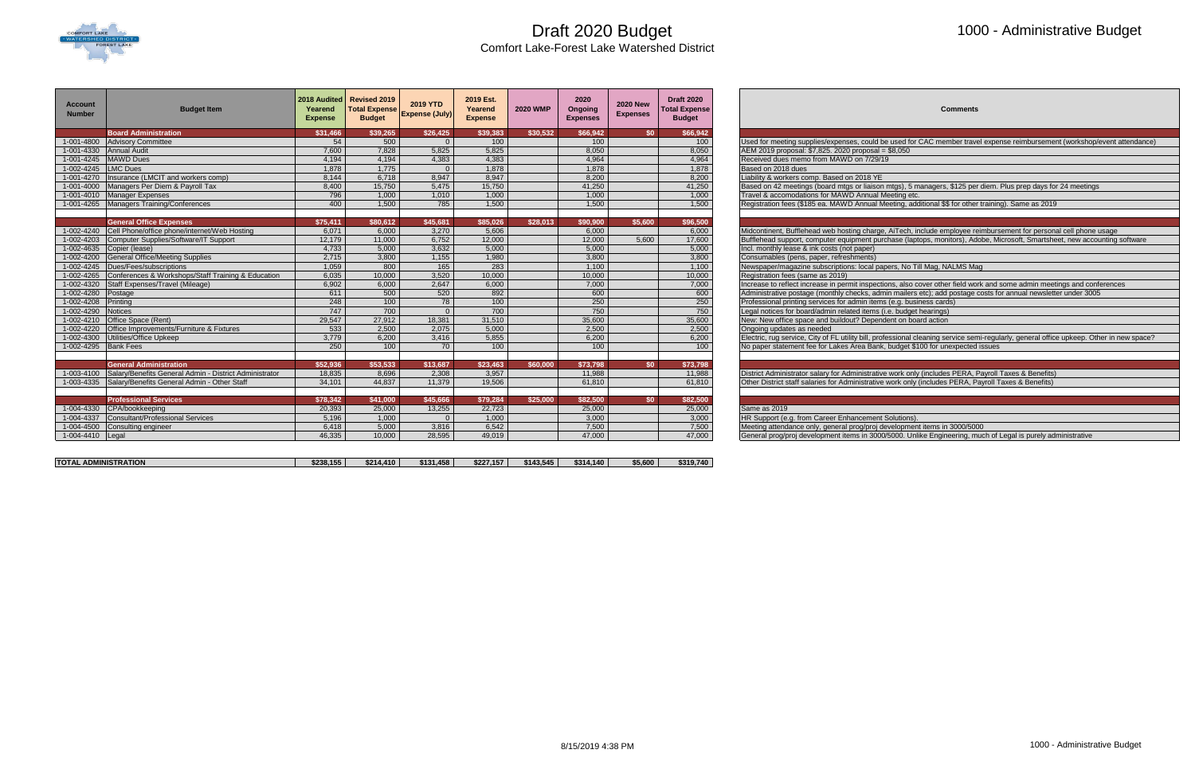# Draft 2020 Budget

## Comfort Lake-Forest Lake Watershed District

## 1000 - Administrative Budget

| Account Number | Budget Item | 2018 Audited Yearend Expense | Revised 2019 Total Expense Budget | 2019 YTD Expense (July) | 2019 Est. Yearend Expense | 2020 WMP | 2020 Ongoing Expenses | 2020 New Expenses | Draft 2020 Total Expense Budget | Comments |
|---|---|---|---|---|---|---|---|---|---|---|
| | **Board Administration** | **$31,466** | **$39,265** | **$26,425** | **$39,383** | **$30,532** | **$66,942** | **$0** | **$66,942** | |
| 1-001-4800 | Advisory Committee | 54 | 500 | 0 | 100 | | 100 | | 100 | Used for meeting supplies/expenses, could be used for CAC member travel expense reimbursement (workshop/event attendance) |
| 1-001-4330 | Annual Audit | 7,600 | 7,828 | 5,825 | 5,825 | | 8,050 | | 8,050 | AEM 2019 proposal: $7,825. 2020 proposal = $8,050 |
| 1-001-4245 | MAWD Dues | 4,194 | 4,194 | 4,383 | 4,383 | | 4,964 | | 4,964 | Received dues memo from MAWD on 7/29/19 |
| 1-002-4245 | LMC Dues | 1,878 | 1,775 | 0 | 1,878 | | 1,878 | | 1,878 | Based on 2018 dues |
| 1-001-4270 | Insurance (LMCIT and workers comp) | 8,144 | 6,718 | 8,947 | 8,947 | | 8,200 | | 8,200 | Liability & workers comp. Based on 2018 YE |
| 1-001-4000 | Managers Per Diem & Payroll Tax | 8,400 | 15,750 | 5,475 | 15,750 | | 41,250 | | 41,250 | Based on 42 meetings (board mtgs or liaison mtgs), 5 managers, $125 per diem. Plus prep days for 24 meetings |
| 1-001-4010 | Manager Expenses | 796 | 1,000 | 1,010 | 1,000 | | 1,000 | | 1,000 | Travel & accomodations for MAWD Annual Meeting etc. |
| 1-001-4265 | Managers Training/Conferences | 400 | 1,500 | 785 | 1,500 | | 1,500 | | 1,500 | Registration fees ($185 ea. MAWD Annual Meeting, additional $$ for other training). Same as 2019 |
| | | | | | | | | | | |
| | **General Office Expenses** | **$75,411** | **$80,612** | **$45,681** | **$85,026** | **$28,013** | **$90,900** | **$5,600** | **$96,500** | |
| 1-002-4240 | Cell Phone/office phone/internet/Web Hosting | 6,071 | 6,000 | 3,270 | 5,606 | | 6,000 | | 6,000 | Midcontinent, Bufflehead web hosting charge, AiTech, include employee reimbursement for personal cell phone usage |
| 1-002-4203 | Computer Supplies/Software/IT Support | 12,179 | 11,000 | 6,752 | 12,000 | | 12,000 | 5,600 | 17,600 | Bufflehead support, computer equipment purchase (laptops, monitors), Adobe, Microsoft, Smartsheet, new accounting software |
| 1-002-4635 | Copier (lease) | 4,733 | 5,000 | 3,632 | 5,000 | | 5,000 | | 5,000 | Incl. monthly lease & ink costs (not paper) |
| 1-002-4200 | General Office/Meeting Supplies | 2,715 | 3,800 | 1,155 | 1,980 | | 3,800 | | 3,800 | Consumables (pens, paper, refreshments) |
| 1-002-4245 | Dues/Fees/subscriptions | 1,059 | 800 | 165 | 283 | | 1,100 | | 1,100 | Newspaper/magazine subscriptions: local papers, No Till Mag, NALMS Mag |
| 1-002-4265 | Conferences & Workshops/Staff Training & Education | 6,035 | 10,000 | 3,520 | 10,000 | | 10,000 | | 10,000 | Registration fees (same as 2019) |
| 1-002-4320 | Staff Expenses/Travel (Mileage) | 6,902 | 6,000 | 2,647 | 6,000 | | 7,000 | | 7,000 | Increase to reflect increase in permit inspections, also cover other field work and some admin meetings and conferences |
| 1-002-4280 | Postage | 611 | 500 | 520 | 892 | | 600 | | 600 | Administrative postage (monthly checks, admin mailers etc); add postage costs for annual newsletter under 3005 |
| 1-002-4208 | Printing | 248 | 100 | 78 | 100 | | 250 | | 250 | Professional printing services for admin items (e.g. business cards) |
| 1-002-4290 | Notices | 747 | 700 | 0 | 700 | | 750 | | 750 | Legal notices for board/admin related items (i.e. budget hearings) |
| 1-002-4210 | Office Space (Rent) | 29,547 | 27,912 | 18,381 | 31,510 | | 35,600 | | 35,600 | New: New office space and buildout? Dependent on board action |
| 1-002-4220 | Office Improvements/Furniture & Fixtures | 533 | 2,500 | 2,075 | 5,000 | | 2,500 | | 2,500 | Ongoing updates as needed |
| 1-002-4300 | Utilities/Office Upkeep | 3,779 | 6,200 | 3,416 | 5,855 | | 6,200 | | 6,200 | Electric, rug service, City of FL utility bill, professional cleaning service semi-regularly, general office upkeep. Other in new space? |
| 1-002-4295 | Bank Fees | 250 | 100 | 70 | 100 | | 100 | | 100 | No paper statement fee for Lakes Area Bank, budget $100 for unexpected issues |
| | | | | | | | | | | |
| | **General Administration** | **$52,936** | **$53,533** | **$13,687** | **$23,463** | **$60,000** | **$73,798** | **$0** | **$73,798** | |
| 1-003-4100 | Salary/Benefits General Admin - District Administrator | 18,835 | 8,696 | 2,308 | 3,957 | | 11,988 | | 11,988 | District Administrator salary for Administrative work only (includes PERA, Payroll Taxes & Benefits) |
| 1-003-4335 | Salary/Benefits General Admin - Other Staff | 34,101 | 44,837 | 11,379 | 19,506 | | 61,810 | | 61,810 | Other District staff salaries for Administrative work only (includes PERA, Payroll Taxes & Benefits) |
| | | | | | | | | | | |
| | **Professional Services** | **$78,342** | **$41,000** | **$45,666** | **$79,284** | **$25,000** | **$82,500** | **$0** | **$82,500** | |
| 1-004-4330 | CPA/bookkeeping | 20,393 | 25,000 | 13,255 | 22,723 | | 25,000 | | 25,000 | Same as 2019 |
| 1-004-4337 | Consultant/Professional Services | 5,196 | 1,000 | 0 | 1,000 | | 3,000 | | 3,000 | HR Support (e.g. from Career Enhancement Solutions). |
| 1-004-4500 | Consulting engineer | 6,418 | 5,000 | 3,816 | 6,542 | | 7,500 | | 7,500 | Meeting attendance only, general prog/proj development items in 3000/5000 |
| 1-004-4410 | Legal | 46,335 | 10,000 | 28,595 | 49,019 | | 47,000 | | 47,000 | General prog/proj development items in 3000/5000. Unlike Engineering, much of Legal is purely administrative |
| | | | | | | | | | | |
| | **TOTAL ADMINISTRATION** | **$238,155** | **$214,410** | **$131,458** | **$227,157** | **$143,545** | **$314,140** | **$5,600** | **$319,740** | |

8/15/2019 4:38 PM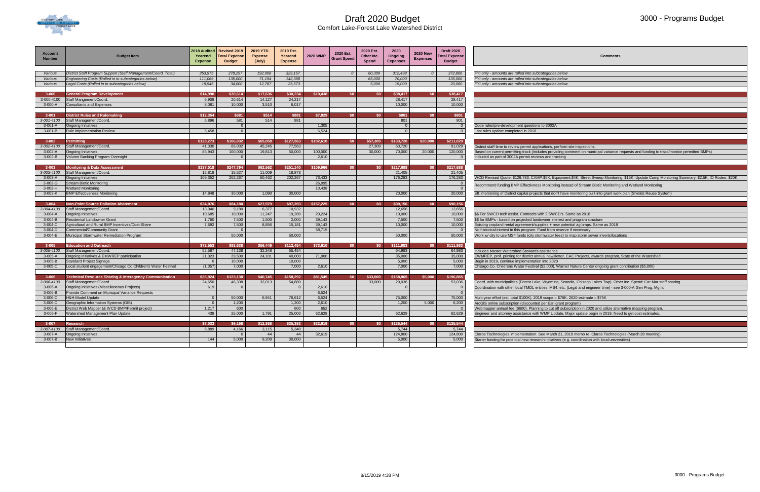# Draft 2020 Budget

## Comfort Lake-Forest Lake Watershed District

### 3000 - Programs Budget

| Account Number | Budget Item | 2018 Audited Yearend Expense | Revised 2019 Total Expense Budget | 2019 YTD Expense (July) | 2019 Est. Yearend Expense | 2020 WMP | 2020 Est. Grant Spend | 2020 Est. Other Inc. Spend | 2020 Ongoing Expenses | 2020 New Expenses | Draft 2020 Total Expense Budget | Comments |
|---|---|---|---|---|---|---|---|---|---|---|---|---|
| *Various* | *District Staff Program Support (Staff Management/Coord. Total)* | *253,975* | *278,297* | *192,008* | *329,157* | | *0* | *60,309* | *312,498* | *0* | *372,806* | *FYI only - amounts are rolled into subcategories below* |
| *Various* | *Engineering Costs (Rolled in to subcategories below)* | *111,069* | *135,000* | *71,194* | *142,388* | | | *65,000* | *70,000* | | *135,000* | *FYI only - amounts are rolled into subcategories below* |
| *Various* | *Legal Costs (Rolled in to subcategories below)* | *19,545* | *34,000* | *12,787* | *25,573* | | | *5,000* | *15,000* | | *20,000* | *FYI only - amounts are rolled into subcategories below* |
| **3-000** | **General Program Development** | **$14,990** | **$30,614** | **$17,636** | **$30,234** | **$10,438** | **$0** | **$0** | **$38,417** | **$0** | **$38,417** | |
| 3-000-4100 | Staff Mangement/Coord. | 6,908 | 20,614 | 14,127 | 24,217 | | | | 28,417 | | 28,417 | |
| 3-000-A | Consultants and Expenses | 8,081 | 10,000 | 3,510 | 6,017 | | | | 10,000 | | 10,000 | |
| **3-001** | **District Rules and Rulemaking** | **$12,354** | **$581** | **$514** | **$881** | **$7,829** | **$0** | **$0** | **$801** | **$0** | **$801** | |
| *3-001-4100* | Staff Management/Coord. | 6,896 | 581 | 514 | 881 | | | | 801 | | 801 | |
| 3-001-A | Ongoing Initiatives | | 0 | | | 1,305 | | | 0 | | 0 | Code rules/pre-development questions to 3002A |
| 3-001-B | Rule Implementation Review | 5,458 | 0 | | | 6,524 | | | 0 | | 0 | Last rules update completed in 2018 |
| **3-002** | **Permitting** | **$128,273** | **$166,032** | **$65,058** | **$127,563** | **$102,610** | **$0** | **$57,309** | **$133,720** | **$20,000** | **$211,029** | |
| *3-002-4100* | Staff Management/Coord. | 41,330 | 66,032 | 45,245 | 77,563 | | | 27,309 | 63,720 | | 91,029 | District staff time to review permit applications, perform site inspections. |
| 3-002-A | Ongoing Initiatives | 86,943 | 100,000 | 19,813 | 50,000 | 100,000 | | 30,000 | 70,000 | 20,000 | 120,000 | Based on current permitting track (includes providing comment on municipal variance requests and funding to track/monitor permitted BMPs) |
| 3-002-B | Volume Banking Program Oversight | | 0 | | | 2,610 | | | | | 0 | Included as part of 3002A permit reviews and tracking |
| **3-003** | **Monitoring & Data Assessment** | **$137,018** | **$247,794** | **$62,562** | **$251,140** | **$109,966** | **$0** | **$0** | **$217,688** | **$0** | **$217,688** | |
| *3-003-4100* | Staff Management/Coord. | 12,818 | 15,527 | 11,009 | 18,873 | | | | 21,405 | | 21,405 | |
| 3-003-A | Ongoing Initiatives | 109,352 | 202,267 | 50,462 | 202,267 | 73,433 | | | 176,283 | | 176,283 | WCD Revised Quote: $129,783, CAMP:$5K, Equipment:$4K, Street Sweep Monitoring: $15K, Update Comp Monitoring Summary: $2.5K. IO Rodeo: $20K. |
| 3-003-G | Stream Biotic Monitoring | | | | | 26,095 | | | | | 0 | Recommend funding BMP Effectivness Monitoring instead of Stream Biotic Monitoring and Wetland Monitoring |
| 3-003-H | Wetland Monitoring | | | | | 10,438 | | | | | 0 | |
| 3-003-K | BMP Effectiveness Monitoring | 14,848 | 30,000 | 1,090 | 30,000 | | | | 20,000 | | 20,000 | Eff. monitoring of District capital projects that don't have monitoring built into grant work plan (Shields Reuse System) |
| **3-004** | **Non-Point Source Pollution Abatement** | **$34,076** | **$84,180** | **$27,979** | **$97,393** | **$157,225** | **$0** | **$0** | **$90,156** | **$0** | **$90,156** | |
| *3-004-4100* | Staff Management/Coord. | 13,940 | 9,180 | 6,377 | 10,932 | | | | 12,656 | | 12,656 | |
| 3-004-A | Ongoing Initiatives | 10,685 | 10,000 | 11,247 | 19,280 | 20,224 | | | 10,000 | | 10,000 | $$ For SWCD tech assist. Contracts with 2 SWCD's. Same as 2018 |
| 3-004-B | Residential Landowner Grant | 1,760 | 7,500 | 1,500 | 2,000 | 39,143 | | | 7,500 | | 7,500 | $$ for BMPs - based on projected landowner interest and program structure |
| 3-004-C | Agricultural and Rural BMP Incentives/Cost-Share | 7,692 | 7,500 | 8,856 | 15,181 | 39,143 | | | 10,000 | | 10,000 | Existing cropland rental agreement/supplies + new potential ag bmps. Same as 2018 |
| 3-004-D | Commercial/Community Grant | | 0 | | | 58,715 | | | | | 0 | No historical interest in this program. Fund from reserve if necessary. |
| 3-004-E | Municipal Stormwater Remediation Program | | 50,000 | | 50,000 | | | | 50,000 | | 50,000 | Work w/ city to use MS4 funds (city stormwater fees) to map storm sewer inverts/locations |
| **3-005** | **Education and Outreach** | **$72,553** | **$93,638** | **$56,449** | **$112,454** | **$73,610** | **$0** | **$0** | **$111,983** | **$0** | **$111,983** | |
| *3-005-4100* | Staff Management/Coord. | 52,587 | 47,138 | 32,348 | 55,454 | | | | 64,983 | | 64,983 | Includes Master Watershed Stewards assistance |
| 3-005-A | Ongoing initiatives & EMWREP participation | 21,323 | 29,500 | 24,101 | 40,000 | 71,000 | | | 35,000 | | 35,000 | EWMREP, prof. printing for district annual newsletter, CAC Projects, awards program, State of the Watershed |
| 3-005-B | Standard Project Signage | 0 | 10,000 | | 10,000 | | | | 5,000 | | 5,000 | Begin in 2019, continue implementation into 2020 |
| 3-005-C | Local student engagement/Chisago Co Children's Water Festival | (1,357) | 7,000 | | 7,000 | 2,610 | | | 7,000 | | 7,000 | Chisago Co. Childrens Water Festival ($2,000), Warner Nature Center ongoing grant contribution ($5,000) |
| **3-006** | **Technical Resource Sharing & Interagency Communication** | **$26,924** | **$123,138** | **$40,745** | **$158,292** | **$81,549** | **$0** | **$33,000** | **$158,865** | **$5,000** | **$196,865** | |
| *3-006-4100* | Staff Management/Coord. | 24,650 | 46,338 | 32,013 | 54,880 | | | 33,000 | 20,036 | | 53,036 | Coord. with municipalities (Forest Lake, Wyoming, Scandia, Chisago Lakes Twp). Other Inc. Spend: Car Mar staff sharing |
| 3-006-A | Ongoing Initiatives (Miscellaneous Projects) | 619 | 0 | | 0 | 2,610 | | | 0 | | 0 | Coordination with other local TMDL entities, MS4, etc. (Legal and engineer time) - see 3-000-A Gen Prog. Mgmt |
| 3-006-B | Provide Comment on Municipal Variance Requests | | | | | 6,524 | | | | | 0 | |
| 3-006-C | H&H Model Update | 0 | 50,000 | 6,941 | 76,612 | 6,524 | | | 75,000 | | 75,000 | Multi-year effort (est. total $100K). 2019 scope = $76K. 2020 estimate = $75K |
| 3-006-D | Geographic Information Systems (GIS) | 0 | 1,200 | | 1,200 | 2,610 | | | 1,200 | 5,000 | 6,200 | ArcGIS online subscription (discounted per Esri grant program) |
| 3-006-E | District Web Mapper (& WCD BMP/Permit project) | 1,217 | 600 | | 600 | 652 | | | | | 0 | Webmapper annual fee ($600). Planning to cut off subscription in 2020 and utilize alternative mapping program. |
| 3-006-F | Watershed Management Plan Update | 438 | 25,000 | 1,791 | 25,000 | 62,629 | | | 62,629 | | 62,629 | Engineer and attorney assistance with WMP Update. Major update begin in 2019. Need to get cost estimates. |
| **3-007** | **Research** | **$7,033** | **$9,166** | **$12,368** | **$35,383** | **$32,619** | **$0** | **$0** | **$135,544** | **$0** | **$135,544** | |
| *3-007-4100* | Staff Management/Coord. | 6,889 | 4,166 | 3,115 | 5,340 | | | | 5,744 | | 5,744 | |
| 3-007-A | Ongoing Initiatives | | 0 | 44 | 44 | 32,619 | | | 124,800 | | 124,800 | Claros Technologies implementation. See March 21, 2019 memo re: Claros Technologies (March 28 meeting) |
| 3-007-B | New Initiatives | 144 | 5,000 | 9,209 | 30,000 | | | | 5,000 | | 5,000 | Starter funding for potential new research initiatives (e.g. coordination with local universities) |

8/15/2019 4:38 PM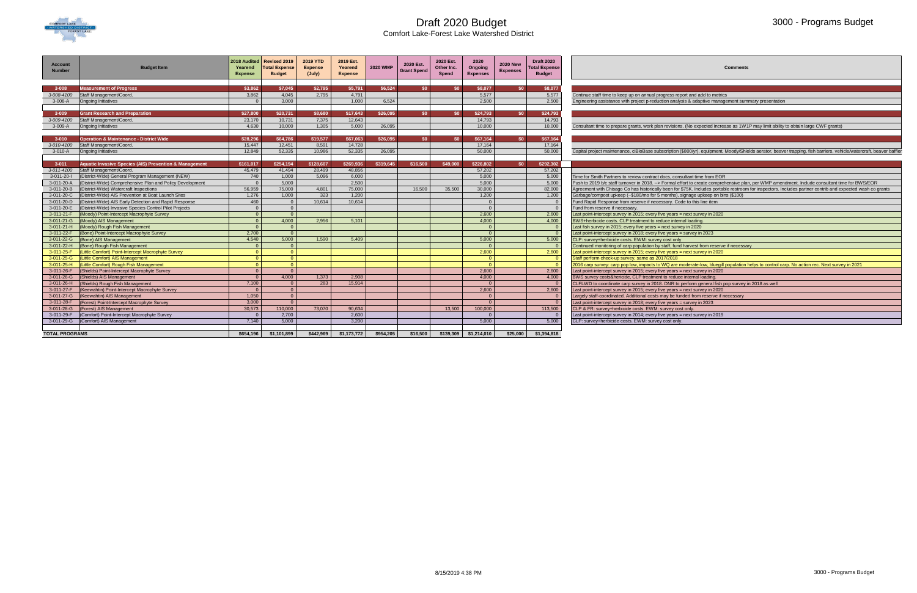# Draft 2020 Budget

Comfort Lake-Forest Lake Watershed District

3000 - Programs Budget

| Account Number | Budget Item | 2018 Audited Yearend Expense | Revised 2019 Total Expense Budget | 2019 YTD Expense (July) | 2019 Est. Yearend Expense | 2020 WMP | 2020 Est. Grant Spend | 2020 Est. Other Inc. Spend | 2020 Ongoing Expenses | 2020 New Expenses | Draft 2020 Total Expense Budget | Comments |
|---|---|---|---|---|---|---|---|---|---|---|---|---|
| **3-008** | **Measurement of Progress** | **$3,862** | **$7,045** | **$2,795** | **$5,791** | **$6,524** | **$0** | **$0** | **$8,077** | **$0** | **$8,077** | |
| *3-008-4100* | Staff Management/Coord. | 3,862 | 4,045 | 2,795 | 4,791 | | | | 5,577 | | 5,577 | Continue staff time to keep up on annual progress report and add to metrics |
| 3-008-A | Ongoing Initiatives | 0 | 3,000 | | 1,000 | 6,524 | | | 2,500 | | 2,500 | Engineering assistance with project p-reduction analysis & adaptive management summary presentation |
| **3-009** | **Grant Research and Preparation** | **$27,800** | **$20,731** | **$8,680** | **$17,643** | **$26,095** | **$0** | **$0** | **$24,793** | **$0** | **$24,793** | |
| *3-009-4100* | Staff Management/Coord. | 23,170 | 10,731 | 7,375 | 12,643 | | | | 14,793 | | 14,793 | |
| 3-009-A | Ongoing Initiatives | 4,630 | 10,000 | 1,305 | 5,000 | 26,095 | | | 10,000 | | 10,000 | Consultant time to prepare grants, work plan revisions. (No expected increase as 1W1P may limit ability to obtain large CWF grants) |
| **3-010** | **Operation & Maintenance - District Wide** | **$28,296** | **$64,786** | **$19,577** | **$67,063** | **$26,095** | **$0** | **$0** | **$67,164** | **$0** | **$67,164** | |
| *3-010-4100* | Staff Management/Coord. | 15,447 | 12,451 | 8,591 | 14,728 | | | | 17,164 | | 17,164 | |
| 3-010-A | Ongoing Initiatives | 12,849 | 52,335 | 10,986 | 52,335 | 26,095 | | | 50,000 | | 50,000 | Capital project maintenance, ciBioBase subscription ($800/yr), equipment, Moody/Shields aerator, beaver trapping, fish barriers, vehicle/watercraft, beaver baffler |
| **3-011** | **Aquatic Invasive Species (AIS) Prevention & Management** | **$161,017** | **$254,194** | **$128,607** | **$269,936** | **$319,645** | **$16,500** | **$49,000** | **$226,802** | **$0** | **$292,302** | |
| *3-011-4100* | Staff Management/Coord. | 45,479 | 41,494 | 28,499 | 48,856 | | | | 57,202 | | 57,202 | |
| 3-011-20-I | (District-Wide) General Program Management (NEW) | 740 | 1,000 | 5,096 | 6,000 | | | | 5,000 | | 5,000 | Time for Smith Partners to review contract docs, consultant time from EOR |
| 3-011-20-A | (District-Wide) Comprehensive Plan and Policy Development | 0 | 5,000 | | 2,500 | | | | 5,000 | | 5,000 | Push to 2019 b/c staff turnover in 2018. --> Formal effort to create comprehensive plan, per WMP amendment. Include consultant time for BWS/EOR |
| 3-011-20-B | (District-Wide) Watercraft Inspections | 56,959 | 75,000 | 4,801 | 75,000 | | 16,500 | 35,500 | 30,000 | | 82,000 | Agreement with Chisago Co has historically been for $75K. Includes portable restroom for inspectors. Includes partner contrib and expected wash co grants |
| 3-011-20-C | (District-Wide) AIS Prevention at Boat Launch Sites | 1,276 | 1,000 | 323 | 1,200 | | | | 1,200 | | 1,200 | Garbage/compost upkeep (~$180/mo for 5 months), signage upkeep on bins ($100) |
| 3-011-20-D | (District-Wide) AIS Early Detection and Rapid Response | 460 | 0 | 10,614 | 10,614 | | | | 0 | | 0 | Fund Rapid Response from reserve if necessary. Code to this line item |
| 3-011-20-E | (District-Wide) Invasive Species Control Pilot Projects | 0 | 0 | | | | | | 0 | | 0 | Fund from reserve if necessary. |
| 3-011-21-F | (Moody) Point-Intercept Macrophyte Survey | 0 | 0 | | | | | | 2,600 | | 2,600 | Last point-intercept survey in 2015; every five years = next survey in 2020 |
| 3-011-21-G | (Moody) AIS Management | 0 | 4,000 | 2,956 | 5,101 | | | | 4,000 | | 4,000 | BWS+herbicide costs. CLP treatment to reduce internal loading. |
| 3-011-21-H | (Moody) Rough Fish Management | 0 | 0 | | | | | | 0 | | 0 | Last fish survey in 2015; every five years = next survey in 2020 |
| 3-011-22-F | (Bone) Point-Intercept Macrophyte Survey | 2,700 | 0 | | | | | | 0 | | 0 | Last point-intercept survey in 2018; every five years = survey in 2023 |
| 3-011-22-G | (Bone) AIS Management | 4,540 | 5,000 | 1,590 | 5,409 | | | | 5,000 | | 5,000 | CLP: survey+herbicide costs. EWM: survey cost only |
| 3-011-22-H | (Bone) Rough Fish Management | 0 | 0 | | | | | | 0 | | 0 | Continued monitoring of carp population by staff, fund harvest from reserve if necessary |
| 3-011-25-F | (Little Comfort) Point-Intercept Macrophyte Survey | 0 | 0 | | | | | | 2,600 | | 2,600 | Last point-intercept survey in 2015; every five years = next survey in 2020 |
| 3-011-25-G | (Little Comfort) AIS Management | 0 | 0 | | | | | | 0 | | 0 | Staff perform check-up survey, same as 2017/2018 |
| 3-011-25-H | (Little Comfort) Rough Fish Management | 0 | 0 | | | | | | 0 | | 0 | 2016 carp survey: carp pop low, impacts to WQ are moderate-low, bluegill population helps to control carp. No action rec. Next survey in 2021 |
| 3-011-26-F | (Shields) Point-Intercept Macrophyte Survey | 0 | 0 | | | | | | 2,600 | | 2,600 | Last point-intercept survey in 2015; every five years = next survey in 2020 |
| 3-011-26-G | (Shields) AIS Management | 0 | 4,000 | 1,373 | 2,908 | | | | 4,000 | | 4,000 | BWS survey costs&hericide, CLP treatment to reduce internal loading. |
| 3-011-26-H | (Shields) Rough Fish Management | 7,100 | 0 | 283 | 15,914 | | | | 0 | | 0 | CLFLWD to coordinate carp survey in 2018. DNR to perform general fish pop survey in 2018 as well |
| 3-011-27-F | (Keewahtin) Point-Intercept Macrophyte Survey | 0 | 0 | | | | | | 2,600 | | 2,600 | Last point-intercept survey in 2015; every five years = next survey in 2020 |
| 3-011-27-G | (Keewahtin) AIS Management | 1,050 | 0 | | | | | | 0 | | 0 | Largely staff-coordinated. Additional costs may be funded from reserve if necessary |
| 3-011-28-F | (Forest) Point-Intercept Macrophyte Survey | 3,000 | 0 | | | | | | 0 | | 0 | Last point-intercept survey in 2018; every five years = survey in 2023 |
| 3-011-28-G | (Forest) AIS Management | 30,573 | 110,000 | 73,070 | 90,634 | | | 13,500 | 100,000 | | 113,500 | CLP & FR: survey+herbicide costs. EWM: survey cost only. |
| 3-011-29-F | (Comfort) Point-Intercept Macrophyte Survey | 0 | 2,700 | | 2,600 | | | | 0 | | 0 | Last point-intercept survey in 2014; every five years = next survey in 2019 |
| 3-011-29-G | (Comfort) AIS Management | 7,140 | 5,000 | | 3,200 | | | | 5,000 | | 5,000 | CLP: survey+herbicide costs. EWM: survey cost only. |
| **TOTAL PROGRAMS** | | **$654,196** | **$1,101,899** | **$442,969** | **$1,173,772** | **$954,205** | **$16,500** | **$139,309** | **$1,214,010** | **$25,000** | **$1,394,818** | |

8/15/2019 4:38 PM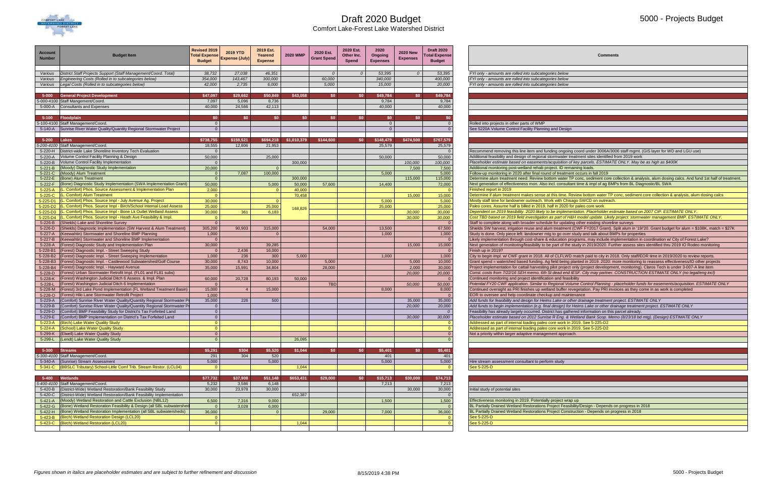# Draft 2020 Budget

## Comfort Lake-Forest Lake Watershed District

## 5000 - Projects Budget

| Account Number | Budget Item | Revised 2019 Total Expense Budget | 2019 YTD Expense (July) | 2019 Est. Yearend Expense | 2020 WMP | 2020 Est. Grant Spend | 2020 Est. Other Inc. Spend | 2020 Ongoing Expenses | 2020 New Expenses | Draft 2020 Total Expense Budget | Comments |
|---|---|---|---|---|---|---|---|---|---|---|---|
| *Various* | *District Staff Projects Support (Staff Management/Coord. Total)* | *38,732* | *27,038* | *46,351* | | *0* | *0* | *53,395* | *0* | *53,395* | *FYI only - amounts are rolled into subcategories below* |
| *Various* | *Engineering Costs (Rolled in to subcategories below)* | *354,000* | *143,467* | *300,000* | | *60,000* | | *340,000* | | *400,000* | *FYI only - amounts are rolled into subcategories below* |
| *Various* | *Legal Costs (Rolled in to subcategories below)* | *42,000* | *2,735* | *6,000* | | *5,000* | | *15,000* | | *20,000* | *FYI only - amounts are rolled into subcategories below* |
| **5-000** | **General Project Development** | **$47,097** | **$29,662** | **$50,849** | **$43,058** | **$0** | **$0** | **$49,784** | **$0** | **$49,784** | |
| 5-000-4100 | Staff Mangement/Coord. | 7,097 | 5,096 | 8,736 | | | | 9,784 | | 9,784 | |
| 5-000-A | Consultants and Expenses | 40,000 | 24,566 | 42,113 | | | | 40,000 | | 40,000 | |
| **5-100** | **Floodplain** | **$0** | **$0** | **$0** | **$0** | **$0** | **$0** | **$0** | **$0** | **$0** | |
| 5-100-4100 | Staff Management/Coord. | 0 | | | | | | 0 | | 0 | Rolled into projects in other parts of WMP |
| 5-140-A | Sunrise River Water Quality/Quantity Regional Stormwater Project | 0 | | | | | | 0 | | 0 | See 5220A Volume Control Facility Planning and Design |
| **5-200** | **Lakes** | **$738,755** | **$159,521** | **$694,218** | **$1,010,379** | **$144,600** | **$0** | **$148,479** | **$474,500** | **$767,579** | |
| *5-200-4100* | Staff Management/Coord. | 18,555 | 12,806 | 21,953 | | | | 25,579 | | 25,579 | |
| 5-220-H | District-wide Lake Shoreline Inventory Tech Evaluation | 0 | | | | | | | | 0 | Recommend removing this line item and funding ongoing coord under 3006A/3006 staff mgmt. (GIS layer for WD and LGU use) |
| 5-220-A | Volume Control Facility Planning & Design | 50,000 | | 25,000 | | | | 50,000 | | 50,000 | Additional feasibility and design of regional stormwater treatment sites identified from 2019 work |
| 5-220-B | Volume Control Facility Implementation | 0 | | | 300,000 | | | | *100,000* | *100,000* | *Placeholder estimate based on easements/acquisition of key parcels. ESTIMATE ONLY. May be as high as $400K* |
| 5-221-B | (Moody) Diagnostic Study Implementation | 20,000 | | 0 | | | | | 7,500 | 7,500 | Additional monitoring post-wetland rehab project. ID remaining loads. |
| 5-221-C | (Moody) Alum Treatment | 0 | 7,087 | 100,000 | | | | 5,000 | | 5,000 | Follow-up monitoring in 2020 after final round of treatment occurs in fall 2019 |
| 5-222-E | (Bone) Alum Treatment | 0 | | | 300,000 | | | | 115,000 | 115,000 | Determine alum treatment need: Review bottom water TP conc, sediment core collection & analysis, alum dosing calcs. And fund 1st half of treatment. |
| 5-222-F | (Bone) Diagnostic Study Implementation (SWA Implementation Grant) | 50,000 | | 5,000 | 50,000 | 57,600 | | 14,400 | | 72,000 | Next generation of effectiveness mon. Also incl. consultant time & impl of ag BMPs from BL Diagnostic/BL SWA |
| 5-225-A | (L. Comfort) Phos. Source Assessment & Implementation Plan | 2,000 | | 0 | 40,000 | | | | | 0 | Finished report in 2019 |
| 5-225-C | (L. Comfort) Alum Treatment | 0 | | | 70,458 | | | | 15,000 | 15,000 | Determine if alum treatment makes sense at this time. Review bottom water TP conc, sediment core collection & analysis, alum dosing calcs |
| 5-225-D1 | (L. Comfort) Phos. Source Impl - July Avenue Ag. Project | 30,000 | | 0 | | | | 5,000 | | 5,000 | Mostly staff time for landowner outreach. Work with Chisago SWCD on outreach. |
| 5-225-D2 | (L. Comfort) Phos. Source Impl - Birch/School Internal Load Assess | 25,000 | | 25,000 | 168,826 | | | 25,000 | | 25,000 | Paleo cores. Assume half is billed in 2019, half in 2020 for paleo core work |
| 5-225-D3 | (L. Comfort) Phos. Source Impl - Bone Lk Outlet Wetland Assess | 30,000 | 361 | 6,183 | | | | | *30,000* | *30,000* | *Dependent on 2019 feasibility. 2020 likely to be implementation. Placeholder estimate based on 2007 CIP. ESTIMATE ONLY.* |
| 5-225-D4 | (L. Comfort) Phos. Source Impl - Heath Ave Feasibility & Impl. | 0 | | | | | | | *30,000* | *30,000* | *Cost TBD based on 2019 field investigation as part of H&H model update. Likely project: stormwater management BMP. ESTIMATE ONLY.* |
| 5-226-B | (Shields) Lake and Shoreline Survey | 0 | | | | | | | | 0 | Staff to complete along with broader schedule for updating other existing shoreline surveys |
| 5-226-D | (Shields) Diagnostic Implementation (SW Harvest & Alum Treatment) | 305,200 | 90,903 | 315,000 | | 54,000 | | 13,500 | | 67,500 | Shields SW harvest, irrigation reuse and alum treatment (CWF FY2017 Grant). Split alum in '19/'20. Grant budget for alum = $108K, match = $27K |
| 5-227-A | (Keewahtin) Stormwater and Shoreline BMP Planning | 1,000 | | 0 | | | | 1,000 | | 1,000 | Study is done. Only piece left: landowner mtg to go over study and talk about BMPs for properties |
| 5-227-B | (Keewahtin) Stormwater and Shoreline BMP Implementation | 0 | | | | | | | | 0 | Likely implementation through cost-share & education programs, may include implementation in coordination w/ City of Forest Lake? |
| 5-228-A | (Forest) Diagnostic Study and Implementation Plan | 30,000 | | 39,285 | | | | | 15,000 | 15,000 | Next generation of monitoring/feasibility to be part of the study in 2019/2020. Further assess sites identified thru 2019 IO Rodeo monitoring |
| 5-228-B1 | (Forest) Diagnostic Impl. - Street Sweeping Study | 0 | 2,436 | 16,000 | | | | | | 0 | Finish up in 2019? |
| 5-228-B2 | (Forest) Diagnostic Impl. - Street Sweeping Implementation | 1,000 | 236 | 300 | 5,000 | | | 1,000 | | 1,000 | City to begin impl. w/ CWF grant in 2018. All of CLFLWD match paid to city in 2018. Only staff/EOR time in 2019/2020 to review reports. |
| 5-228-B3 | (Forest) Diagnostic Impl. - Castlewood Subwatershed/Golf Course | 30,000 | 8,743 | 10,000 | | 5,000 | | | 5,000 | 10,000 | Grant spend = watershed based funding. Ag field being planted in 2019. 2020: more monitoring to reassess effectiveness/ID other projects |
| 5-228-B4 | (Forest) Diagnostic Impl. - Hayward Avenue | 35,000 | 15,991 | 34,804 | | 28,000 | | | 2,000 | 30,000 | Project implementation for cattail harvesting pilot project only (project development, monitoring). Claros Tech is under 3-007-A line item |
| 5-228-D | (Forest) Urban Stormwater Retrofit Impl. (FL01 and FL81 subs) | | | | | | | | *20,000* | *20,000* | *Const. costs from 7/22/16 SEH memo. 6th St dead end IESF. City may partner. CONSTRUCTION ESTIMATE ONLY (no legal/eng incl)* |
| 5-228-K | (Forest) Washington Judicial Ditch 6 Assess. & Impl. Plan | 60,000 | 20,728 | 80,193 | 50,000 | | | | | 0 | Continued monitoring and project identification and feasibility |
| 5-228-L | (Forest) Washington Judicial Ditch 6 Implementation | 0 | | | | TBD | | | *50,000* | *50,000* | *Potential FY20 CWF application. Similar to Regional Volume Control Planning - placeholder funds for easements/acquisition. ESTIMATE ONLY* |
| 5-228-M | (Forest) 3rd Lake Pond Implementation (FL Wetland Treatment Basin) | 15,000 | 4 | 15,000 | | | | 8,000 | | 8,000 | Continued oversight as PRI finishes up wetland buffer revegetation. Pay PRI invoices as they come in as work is completed |
| 5-228-O | (Forest) Hilo Lane Stormwater Retrofit Project | 1,000 | | | | | | | | 0 | EOR to oversee and help coordinate checkup and maintenance |
| 5-229-A | (Comfort) Sunrise River Water Quality/Quantity Regional Stormwater Pr | 35,000 | 226 | 500 | | | | | 35,000 | 35,000 | *Add funds for feasibility and design for Heims Lake or other drainage treatment project. ESTIMATE ONLY* |
| 5-229-B | (Comfort) Sunrise River Water Quality/Quantity Regional Stormwater Pr | 0 | | | | | | | *20,000* | 20,000 | *Add funds to begin implementation (e.g. final design) for Heims Lake or other drainage treatment project. ESTIMATE ONLY* |
| 5-229-D | (Comfort) BMP Feasibility Study for District's Tax Forfeited Land | 0 | | | | | | | | *0* | Feasibility has already largely occurred. District has gathered information on this parcel already. |
| 5-229-E | (Comfort) BMP Implementation on District's Tax Forfeited Land | 0 | | | | | | | *30,000* | *30,000* | *Placeholder estimate based on 2012 Sunrise R Eng. & Wetland Bank Scop. Memo (8/23/18 bd mtg). (Design) ESTIMATE ONLY* |
| 5-223-A | (Birch) Lake Water Quality Study | 0 | | | | | | | | 0 | Addressed as part of internal loading paleo core work in 2019. See 5-225-D2 |
| 5-224-A | (School) Lake Water Quality Study | 0 | | | | | | | | 0 | Addressed as part of internal loading paleo core work in 2019. See 5-225-D2 |
| 5-299-K | (Elwell) Lake Water Quality Study | 0 | | | | | | | | 0 | Not a priority within larger adaptive management approach. |
| 5-299-L | (Lendt) Lake Water Quality Study | 0 | | | 26,095 | | | | | 0 | |
| **5-300** | **Streams** | **$5,291** | **$304** | **$5,520** | **$1,044** | **$0** | **$0** | **$5,401** | **$0** | **$5,401** | |
| *5-300-4100* | Staff Management/Coord. | 291 | 304 | 520 | | | | 401 | | 401 | |
| 5-340-A | (Sunrise) Stream Assessment | 5,000 | | 5,000 | | | | 5,000 | | 5,000 | Hire stream assessment consultant to perform study |
| 5-341-C | (BBSLC Tributary) School-Little Comf Trib. Stream Restor. (LCL04) | 0 | | | 1,044 | | | | | 0 | See 5-225-D |
| **5-400** | **Wetlands** | **$77,732** | **$37,908** | **$51,148** | **$653,431** | **$29,000** | **$0** | **$15,713** | **$30,000** | **$74,713** | |
| *5-400-4100* | Staff Management/Coord. | 5,232 | 3,586 | 6,148 | | | | 7,213 | | 7,213 | |
| 5-420-B | (District-Wide) Wetland Restoration/Bank Feasibility Study | 30,000 | 23,978 | 30,000 | | | | | 30,000 | 30,000 | Initial study of potential sites |
| 5-420-C | (District-Wide) Wetland Restoration/Bank Feasibility Implementation | | | | 652,387 | | | | | 0 | |
| 5-421-A | (Moody) Wetland Restoration and Cattle Exclusion (NBL12) | 6,500 | 7,316 | 9,000 | | | | 1,500 | | 1,500 | Effectiveness monitoring in 2019. Potentially project wrap up |
| 5-422-G | (Bone) Wetland Restoration Feasibility & Design (all SBL subwatershed | 0 | 3,028 | 6,000 | | | | | | 0 | BL Partially Drained Wetland Restorations Project Feasibility/Design - Depends on progress in 2018 |
| 5-422-H | (Bone) Wetland Restoration Implementation (all SBL subwatersheds) | 36,000 | | 0 | | 29,000 | | 7,000 | | 36,000 | BL Partially Drained Wetland Restorations Project Construction - Depends on progress in 2018 |
| 5-423-B | (Birch) Wetland Restoration Design (LCL20) | 0 | | | | | | | | 0 | See 5-225-D |
| 5-423-C | (Birch) Wetland Restoration (LCL20) | 0 | | | 1,044 | | | | | 0 | See 5-225-D |

*Figures shown in italics are placeholder estimates and are subject to further refinement and discussion*

8/15/2019 4:38 PM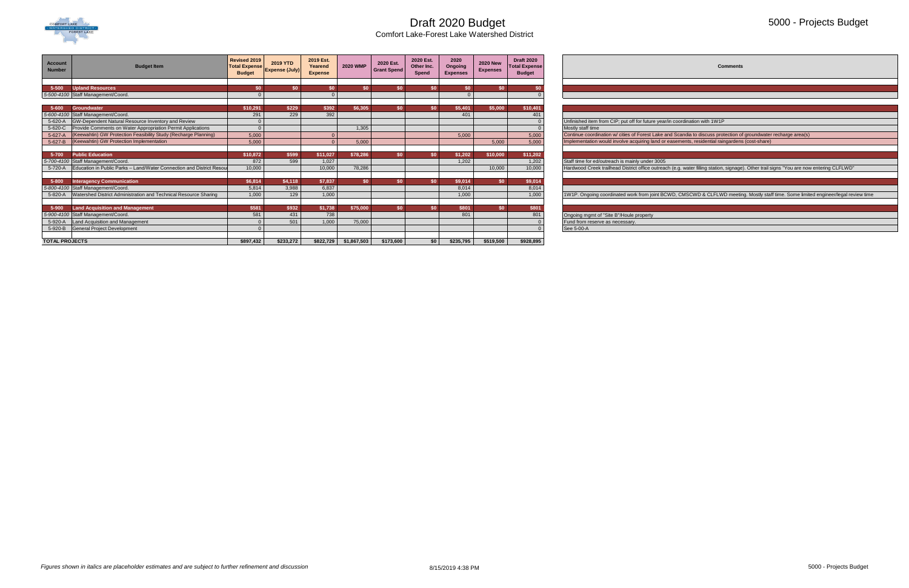# Draft 2020 Budget

Comfort Lake-Forest Lake Watershed District

## 5000 - Projects Budget

| Account Number | Budget Item | Revised 2019 Total Expense Budget | 2019 YTD Expense (July) | 2019 Est. Yearend Expense | 2020 WMP | 2020 Est. Grant Spend | 2020 Est. Other Inc. Spend | 2020 Ongoing Expenses | 2020 New Expenses | Draft 2020 Total Expense Budget | Comments |
|---|---|---|---|---|---|---|---|---|---|---|---|
| **5-500** | **Upland Resources** | **$0** | **$0** | **$0** | **$0** | **$0** | **$0** | **$0** | **$0** | **$0** | |
| *5-500-4100* | Staff Management/Coord. | 0 | | 0 | | | | 0 | | 0 | |
| | | | | | | | | | | | |
| **5-600** | **Groundwater** | **$10,291** | **$229** | **$392** | **$6,305** | **$0** | **$0** | **$5,401** | **$5,000** | **$10,401** | |
| *5-600-4100* | Staff Management/Coord. | 291 | 229 | 392 | | | | 401 | | 401 | |
| 5-620-A | GW-Dependent Natural Resource Inventory and Review | 0 | | | | | | | | 0 | Unfinished item from CIP; put off for future year/in coordination with 1W1P |
| 5-620-C | Provide Comments on Water Appropriation Permit Applications | 0 | | | 1,305 | | | | | 0 | Mostly staff time |
| 5-627-A | (Keewahtin) GW Protection Feasibility Study (Recharge Planning) | 5,000 | | 0 | | | | 5,000 | | 5,000 | Continue coordination w/ cities of Forest Lake and Scandia to discuss protection of groundwater recharge area(s) |
| 5-627-B | (Keewahtin) GW Protection Implementation | 5,000 | | 0 | 5,000 | | | | 5,000 | 5,000 | Implementation would involve acquiring land or easements, residential raingardens (cost-share) |
| | | | | | | | | | | | |
| **5-700** | **Public Education** | **$10,872** | **$599** | **$11,027** | **$78,286** | **$0** | **$0** | **$1,202** | **$10,000** | **$11,202** | |
| *5-700-4100* | Staff Management/Coord. | 872 | 599 | 1,027 | | | | 1,202 | | 1,202 | Staff time for ed/outreach is mainly under 3005 |
| 5-720-A | Education in Public Parks – Land/Water Connection and District Resou | 10,000 | | 10,000 | 78,286 | | | | 10,000 | 10,000 | Hardwood Creek trailhead District office outreach (e.g. water filling station, signage). Other trail signs "You are now entering CLFLWD" |
| | | | | | | | | | | | |
| **5-800** | **Interagency Communication** | **$6,814** | **$4,118** | **$7,837** | **$0** | **$0** | **$0** | **$9,014** | **$0** | **$9,014** | |
| *5-800-4100* | Staff Management/Coord. | 5,814 | 3,988 | 6,837 | | | | 8,014 | | 8,014 | |
| 5-820-A | Watershed District Administration and Technical Resource Sharing | 1,000 | 129 | 1,000 | | | | 1,000 | | 1,000 | 1W1P. Ongoing coordinated work from joint BCWD, CMSCWD & CLFLWD meeting. Mostly staff time. Some limited engineer/legal review time |
| | | | | | | | | | | | |
| **5-900** | **Land Acquisition and Management** | **$581** | **$932** | **$1,738** | **$75,000** | **$0** | **$0** | **$801** | **$0** | **$801** | |
| *5-900-4100* | Staff Management/Coord. | 581 | 431 | 738 | | | | 801 | | 801 | Ongoing mgmt of "Site B"/Houle property |
| 5-920-A | Land Acquisition and Management | 0 | 501 | 1,000 | 75,000 | | | | | 0 | Fund from reserve as necessary. |
| 5-920-B | General Project Development | 0 | | | | | | | | 0 | See 5-00-A |
| | | | | | | | | | | | |
| **TOTAL PROJECTS** | | **$897,432** | **$233,272** | **$822,729** | **$1,867,503** | **$173,600** | **$0** | **$235,795** | **$519,500** | **$928,895** | |

*Figures shown in italics are placeholder estimates and are subject to further refinement and discussion*

8/15/2019 4:38 PM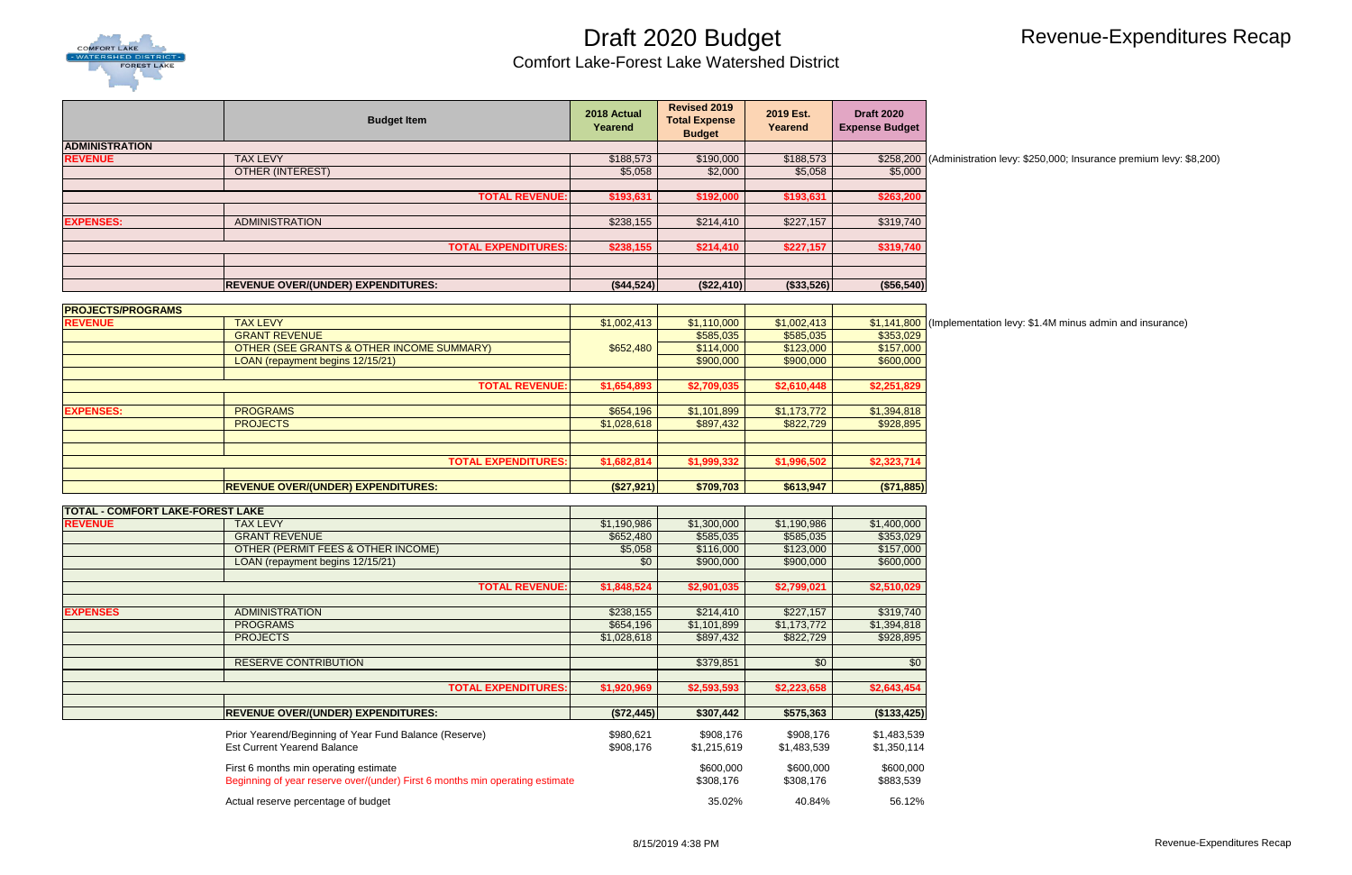# Draft 2020 Budget

## Comfort Lake-Forest Lake Watershed District

## Revenue-Expenditures Recap

| | Budget Item | 2018 Actual Yearend | Revised 2019 Total Expense Budget | 2019 Est. Yearend | Draft 2020 Expense Budget | |
|---|---|---|---|---|---|---|
| **ADMINISTRATION** | | | | | | |
| **REVENUE** | TAX LEVY | $188,573 | $190,000 | $188,573 | $258,200 | (Administration levy: $250,000; Insurance premium levy: $8,200) |
| | OTHER (INTEREST) | $5,058 | $2,000 | $5,058 | $5,000 | |
| | **TOTAL REVENUE:** | **$193,631** | **$192,000** | **$193,631** | **$263,200** | |
| **EXPENSES:** | ADMINISTRATION | $238,155 | $214,410 | $227,157 | $319,740 | |
| | **TOTAL EXPENDITURES:** | **$238,155** | **$214,410** | **$227,157** | **$319,740** | |
| | **REVENUE OVER/(UNDER) EXPENDITURES:** | **($44,524)** | **($22,410)** | **($33,526)** | **($56,540)** | |
| **PROJECTS/PROGRAMS** | | | | | | |
| **REVENUE** | TAX LEVY | $1,002,413 | $1,110,000 | $1,002,413 | $1,141,800 | (Implementation levy: $1.4M minus admin and insurance) |
| | GRANT REVENUE | $652,480 | $585,035 | $585,035 | $353,029 | |
| | OTHER (SEE GRANTS & OTHER INCOME SUMMARY) | | $114,000 | $123,000 | $157,000 | |
| | LOAN (repayment begins 12/15/21) | | $900,000 | $900,000 | $600,000 | |
| | **TOTAL REVENUE:** | **$1,654,893** | **$2,709,035** | **$2,610,448** | **$2,251,829** | |
| **EXPENSES:** | PROGRAMS | $654,196 | $1,101,899 | $1,173,772 | $1,394,818 | |
| | PROJECTS | $1,028,618 | $897,432 | $822,729 | $928,895 | |
| | **TOTAL EXPENDITURES:** | **$1,682,814** | **$1,999,332** | **$1,996,502** | **$2,323,714** | |
| | **REVENUE OVER/(UNDER) EXPENDITURES:** | **($27,921)** | **$709,703** | **$613,947** | **($71,885)** | |
| **TOTAL - COMFORT LAKE-FOREST LAKE** | | | | | | |
| **REVENUE** | TAX LEVY | $1,190,986 | $1,300,000 | $1,190,986 | $1,400,000 | |
| | GRANT REVENUE | $652,480 | $585,035 | $585,035 | $353,029 | |
| | OTHER (PERMIT FEES & OTHER INCOME) | $5,058 | $116,000 | $123,000 | $157,000 | |
| | LOAN (repayment begins 12/15/21) | $0 | $900,000 | $900,000 | $600,000 | |
| | **TOTAL REVENUE:** | **$1,848,524** | **$2,901,035** | **$2,799,021** | **$2,510,029** | |
| **EXPENSES** | ADMINISTRATION | $238,155 | $214,410 | $227,157 | $319,740 | |
| | PROGRAMS | $654,196 | $1,101,899 | $1,173,772 | $1,394,818 | |
| | PROJECTS | $1,028,618 | $897,432 | $822,729 | $928,895 | |
| | RESERVE CONTRIBUTION | | $379,851 | $0 | $0 | |
| | **TOTAL EXPENDITURES:** | **$1,920,969** | **$2,593,593** | **$2,223,658** | **$2,643,454** | |
| | **REVENUE OVER/(UNDER) EXPENDITURES:** | **($72,445)** | **$307,442** | **$575,363** | **($133,425)** | |
| | Prior Yearend/Beginning of Year Fund Balance (Reserve) | $980,621 | $908,176 | $908,176 | $1,483,539 | |
| | Est Current Yearend Balance | $908,176 | $1,215,619 | $1,483,539 | $1,350,114 | |
| | First 6 months min operating estimate | | $600,000 | $600,000 | $600,000 | |
| | Beginning of year reserve over/(under) First 6 months min operating estimate | | $308,176 | $308,176 | $883,539 | |
| | Actual reserve percentage of budget | | 35.02% | 40.84% | 56.12% | |

8/15/2019 4:38 PM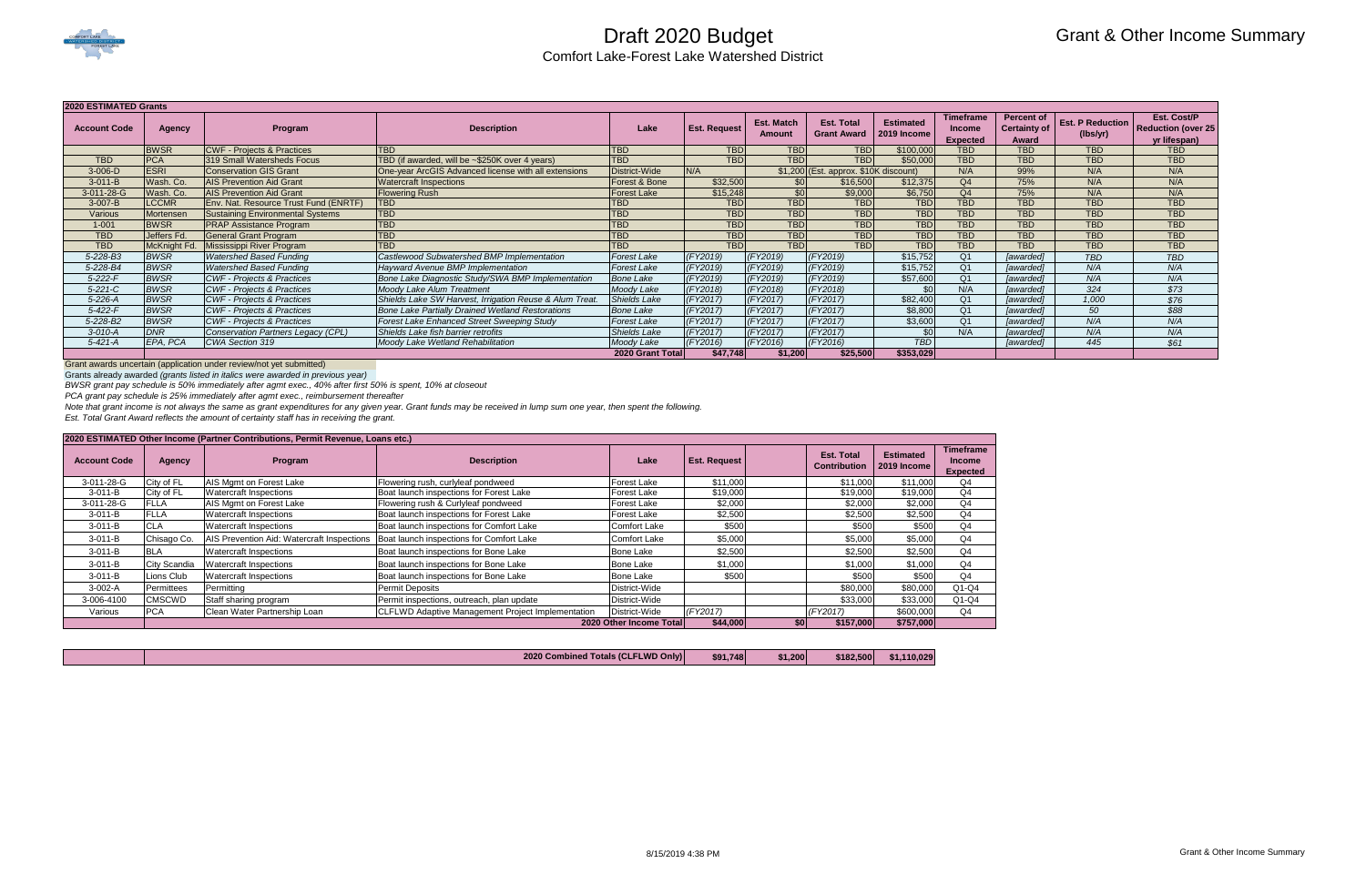# Draft 2020 Budget

## Comfort Lake-Forest Lake Watershed District

## Grant & Other Income Summary

| **2020 ESTIMATED Grants** | | | | | | | | | | | | | |
|---|---|---|---|---|---|---|---|---|---|---|---|---|---|
| **Account Code** | **Agency** | **Program** | **Description** | **Lake** | **Est. Request** | **Est. Match Amount** | **Est. Total Grant Award** | **Estimated 2019 Income** | **Timeframe Income Expected** | **Percent of Certainty of Award** | **Est. P Reduction (lbs/yr)** | **Est. Cost/P Reduction (over 25 yr lifespan)** |
| | BWSR | CWF - Projects & Practices | TBD | TBD | TBD | TBD | TBD | $100,000 | TBD | TBD | TBD | TBD |
| TBD | PCA | 319 Small Watersheds Focus | TBD (if awarded, will be ~$250K over 4 years) | TBD | TBD | TBD | TBD | $50,000 | TBD | TBD | TBD | TBD |
| 3-006-D | ESRI | Conservation GIS Grant | One-year ArcGIS Advanced license with all extensions | District-Wide | N/A | $1,200 | (Est. approx. $10K discount) | | N/A | 99% | N/A | N/A |
| 3-011-B | Wash. Co. | AIS Prevention Aid Grant | Watercraft Inspections | Forest & Bone | $32,500 | $0 | $16,500 | $12,375 | Q4 | 75% | N/A | N/A |
| 3-011-28-G | Wash. Co. | AIS Prevention Aid Grant | Flowering Rush | Forest Lake | $15,248 | $0 | $9,000 | $6,750 | Q4 | 75% | N/A | N/A |
| 3-007-B | LCCMR | Env. Nat. Resource Trust Fund (ENRTF) | TBD | TBD | TBD | TBD | TBD | TBD | TBD | TBD | TBD | TBD |
| Various | Mortensen | Sustaining Environmental Systems | TBD | TBD | TBD | TBD | TBD | TBD | TBD | TBD | TBD | TBD |
| 1-001 | BWSR | PRAP Assistance Program | TBD | TBD | TBD | TBD | TBD | TBD | TBD | TBD | TBD | TBD |
| TBD | Jeffers Fd. | General Grant Program | TBD | TBD | TBD | TBD | TBD | TBD | TBD | TBD | TBD | TBD |
| TBD | McKnight Fd. | Mississippi River Program | TBD | TBD | TBD | TBD | TBD | TBD | TBD | TBD | TBD | TBD |
| *5-228-B3* | *BWSR* | *Watershed Based Funding* | *Castlewood Subwatershed BMP Implementation* | *Forest Lake* | *(FY2019)* | *(FY2019)* | *(FY2019)* | $15,752 | Q1 | *[awarded]* | *TBD* | *TBD* |
| *5-228-B4* | *BWSR* | *Watershed Based Funding* | *Hayward Avenue BMP Implementation* | *Forest Lake* | *(FY2019)* | *(FY2019)* | *(FY2019)* | $15,752 | Q1 | *[awarded]* | *N/A* | *N/A* |
| *5-222-F* | *BWSR* | *CWF - Projects & Practices* | *Bone Lake Diagnostic Study/SWA BMP Implementation* | *Bone Lake* | *(FY2019)* | *(FY2019)* | *(FY2019)* | $57,600 | Q1 | *[awarded]* | *N/A* | *N/A* |
| *5-221-C* | *BWSR* | *CWF - Projects & Practices* | *Moody Lake Alum Treatment* | *Moody Lake* | *(FY2018)* | *(FY2018)* | *(FY2018)* | $0 | N/A | *[awarded]* | *324* | *$73* |
| *5-226-A* | *BWSR* | *CWF - Projects & Practices* | *Shields Lake SW Harvest, Irrigation Reuse & Alum Treat.* | *Shields Lake* | *(FY2017)* | *(FY2017)* | *(FY2017)* | $82,400 | Q1 | *[awarded]* | *1,000* | *$76* |
| *5-422-F* | *BWSR* | *CWF - Projects & Practices* | *Bone Lake Partially Drained Wetland Restorations* | *Bone Lake* | *(FY2017)* | *(FY2017)* | *(FY2017)* | $8,800 | Q1 | *[awarded]* | *50* | *$88* |
| *5-228-B2* | *BWSR* | *CWF - Projects & Practices* | *Forest Lake Enhanced Street Sweeping Study* | *Forest Lake* | *(FY2017)* | *(FY2017)* | *(FY2017)* | $3,600 | Q1 | *[awarded]* | *N/A* | *N/A* |
| *3-010-A* | *DNR* | *Conservation Partners Legacy (CPL)* | *Shields Lake fish barrier retrofits* | *Shields Lake* | *(FY2017)* | *(FY2017)* | *(FY2017)* | $0 | N/A | *[awarded]* | *N/A* | *N/A* |
| *5-421-A* | *EPA, PCA* | *CWA Section 319* | *Moody Lake Wetland Rehabilitation* | *Moody Lake* | *(FY2016)* | *(FY2016)* | *(FY2016)* | *TBD* | | *[awarded]* | *445* | *$61* |
| | | | | **2020 Grant Total** | **$47,748** | **$1,200** | **$25,500** | **$353,029** | | | | |

Grant awards uncertain (application under review/not yet submitted)

Grants already awarded *(grants listed in italics were awarded in previous year)*

*BWSR grant pay schedule is 50% immediately after agmt exec., 40% after first 50% is spent, 10% at closeout*

*PCA grant pay schedule is 25% immediately after agmt exec., reimbursement thereafter*

*Note that grant income is not always the same as grant expenditures for any given year. Grant funds may be received in lump sum one year, then spent the following.*

*Est. Total Grant Award reflects the amount of certainty staff has in receiving the grant.*

| **2020 ESTIMATED Other Income (Partner Contributions, Permit Revenue, Loans etc.)** | | | | | | | | | |
|---|---|---|---|---|---|---|---|---|---|
| **Account Code** | **Agency** | **Program** | **Description** | **Lake** | **Est. Request** | | **Est. Total Contribution** | **Estimated 2019 Income** | **Timeframe Income Expected** |
| 3-011-28-G | City of FL | AIS Mgmt on Forest Lake | Flowering rush, curlyleaf pondweed | Forest Lake | $11,000 | | $11,000 | $11,000 | Q4 |
| 3-011-B | City of FL | Watercraft Inspections | Boat launch inspections for Forest Lake | Forest Lake | $19,000 | | $19,000 | $19,000 | Q4 |
| 3-011-28-G | FLLA | AIS Mgmt on Forest Lake | Flowering rush & Curlyleaf pondweed | Forest Lake | $2,000 | | $2,000 | $2,000 | Q4 |
| 3-011-B | FLLA | Watercraft Inspections | Boat launch inspections for Forest Lake | Forest Lake | $2,500 | | $2,500 | $2,500 | Q4 |
| 3-011-B | CLA | Watercraft Inspections | Boat launch inspections for Comfort Lake | Comfort Lake | $500 | | $500 | $500 | Q4 |
| 3-011-B | Chisago Co. | AIS Prevention Aid: Watercraft Inspections | Boat launch inspections for Comfort Lake | Comfort Lake | $5,000 | | $5,000 | $5,000 | Q4 |
| 3-011-B | BLA | Watercraft Inspections | Boat launch inspections for Bone Lake | Bone Lake | $2,500 | | $2,500 | $2,500 | Q4 |
| 3-011-B | City Scandia | Watercraft Inspections | Boat launch inspections for Bone Lake | Bone Lake | $1,000 | | $1,000 | $1,000 | Q4 |
| 3-011-B | Lions Club | Watercraft Inspections | Boat launch inspections for Bone Lake | Bone Lake | $500 | | $500 | $500 | Q4 |
| 3-002-A | Permittees | Permitting | Permit Deposits | District-Wide | | | $80,000 | $80,000 | Q1-Q4 |
| 3-006-4100 | CMSCWD | Staff sharing program | Permit inspections, outreach, plan update | District-Wide | | | $33,000 | $33,000 | Q1-Q4 |
| Various | PCA | Clean Water Partnership Loan | CLFLWD Adaptive Management Project Implementation | District-Wide | *(FY2017)* | | *(FY2017)* | $600,000 | Q4 |
| | | | **2020 Other Income Total** | | **$44,000** | **$0** | **$157,000** | **$757,000** | |

| | | | | | | |
|---|---|---|---|---|---|---|
| | | **2020 Combined Totals (CLFLWD Only)** | **$91,748** | **$1,200** | **$182,500** | **$1,110,029** |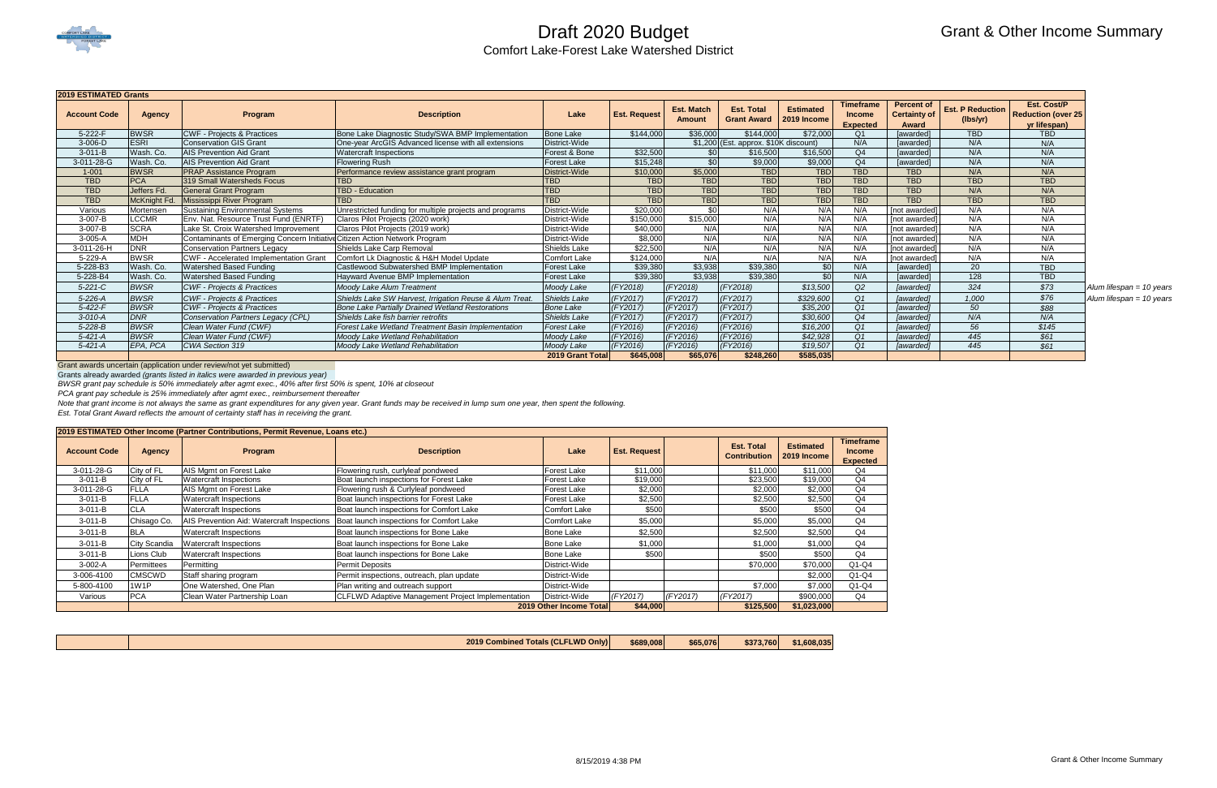# Draft 2020 Budget

## Comfort Lake-Forest Lake Watershed District

## Grant & Other Income Summary

| 2019 ESTIMATED Grants | | | | | | | | | | | | | | |
|---|---|---|---|---|---|---|---|---|---|---|---|---|---|---|
| Account Code | Agency | Program | Description | Lake | Est. Request | Est. Match Amount | Est. Total Grant Award | Estimated 2019 Income | Timeframe Income Expected | Percent of Certainty of Award | Est. P Reduction (lbs/yr) | Est. Cost/P Reduction (over 25 yr lifespan) | |
| 5-222-F | BWSR | CWF - Projects & Practices | Bone Lake Diagnostic Study/SWA BMP Implementation | Bone Lake | $144,000 | $36,000 | $144,000 | $72,000 | Q1 | [awarded] | TBD | TBD | |
| 3-006-D | ESRI | Conservation GIS Grant | One-year ArcGIS Advanced license with all extensions | District-Wide | | $1,200 | (Est. approx. $10K discount) | | N/A | [awarded] | N/A | N/A | |
| 3-011-B | Wash. Co. | AIS Prevention Aid Grant | Watercraft Inspections | Forest & Bone | $32,500 | $0 | $16,500 | $16,500 | Q4 | [awarded] | N/A | N/A | |
| 3-011-28-G | Wash. Co. | AIS Prevention Aid Grant | Flowering Rush | Forest Lake | $15,248 | $0 | $9,000 | $9,000 | Q4 | [awarded] | N/A | N/A | |
| 1-001 | BWSR | PRAP Assistance Program | Performance review assistance grant program | District-Wide | $10,000 | $5,000 | TBD | TBD | TBD | TBD | N/A | N/A | |
| TBD | PCA | 319 Small Watersheds Focus | TBD | TBD | TBD | TBD | TBD | TBD | TBD | TBD | TBD | TBD | |
| TBD | Jeffers Fd. | General Grant Program | TBD - Education | TBD | TBD | TBD | TBD | TBD | TBD | TBD | N/A | N/A | |
| TBD | McKnight Fd. | Mississippi River Program | TBD | TBD | TBD | TBD | TBD | TBD | TBD | TBD | TBD | TBD | |
| Various | Mortensen | Sustaining Environmental Systems | Unrestricted funding for multiple projects and programs | District-Wide | $20,000 | $0 | N/A | N/A | N/A | [not awarded] | N/A | N/A | |
| 3-007-B | LCCMR | Env. Nat. Resource Trust Fund (ENRTF) | Claros Pilot Projects (2020 work) | District-Wide | $150,000 | $15,000 | N/A | N/A | N/A | [not awarded] | N/A | N/A | |
| 3-007-B | SCRA | Lake St. Croix Watershed Improvement | Claros Pilot Projects (2019 work) | District-Wide | $40,000 | N/A | N/A | N/A | N/A | [not awarded] | N/A | N/A | |
| 3-005-A | MDH | Contaminants of Emerging Concern Initiative | Citizen Action Network Program | District-Wide | $8,000 | N/A | N/A | N/A | N/A | [not awarded] | N/A | N/A | |
| 3-011-26-H | DNR | Conservation Partners Legacy | Shields Lake Carp Removal | Shields Lake | $22,500 | N/A | N/A | N/A | N/A | [not awarded] | N/A | N/A | |
| 5-229-A | BWSR | CWF - Accelerated Implementation Grant | Comfort Lk Diagnostic & H&H Model Update | Comfort Lake | $124,000 | N/A | N/A | N/A | N/A | [not awarded] | N/A | N/A | |
| 5-228-B3 | Wash. Co. | Watershed Based Funding | Castlewood Subwatershed BMP Implementation | Forest Lake | $39,380 | $3,938 | $39,380 | $0 | N/A | [awarded] | 20 | TBD | |
| 5-228-B4 | Wash. Co. | Watershed Based Funding | Hayward Avenue BMP Implementation | Forest Lake | $39,380 | $3,938 | $39,380 | $0 | N/A | [awarded] | 128 | TBD | |
| *5-221-C* | *BWSR* | *CWF - Projects & Practices* | *Moody Lake Alum Treatment* | *Moody Lake* | *(FY2018)* | *(FY2018)* | *(FY2018)* | *$13,500* | *Q2* | *[awarded]* | *324* | *$73* | *Alum lifespan = 10 years* |
| *5-226-A* | *BWSR* | *CWF - Projects & Practices* | *Shields Lake SW Harvest, Irrigation Reuse & Alum Treat.* | *Shields Lake* | *(FY2017)* | *(FY2017)* | *(FY2017)* | *$329,600* | *Q1* | *[awarded]* | *1,000* | *$76* | *Alum lifespan = 10 years* |
| *5-422-F* | *BWSR* | *CWF - Projects & Practices* | *Bone Lake Partially Drained Wetland Restorations* | *Bone Lake* | *(FY2017)* | *(FY2017)* | *(FY2017)* | *$35,200* | *Q1* | *[awarded]* | *50* | *$88* | |
| *3-010-A* | *DNR* | *Conservation Partners Legacy (CPL)* | *Shields Lake fish barrier retrofits* | *Shields Lake* | *(FY2017)* | *(FY2017)* | *(FY2017)* | *$30,600* | *Q4* | *[awarded]* | *N/A* | *N/A* | |
| *5-228-B* | *BWSR* | *Clean Water Fund (CWF)* | *Forest Lake Wetland Treatment Basin Implementation* | *Forest Lake* | *(FY2016)* | *(FY2016)* | *(FY2016)* | *$16,200* | *Q1* | *[awarded]* | *56* | *$145* | |
| *5-421-A* | *BWSR* | *Clean Water Fund (CWF)* | *Moody Lake Wetland Rehabilitation* | *Moody Lake* | *(FY2016)* | *(FY2016)* | *(FY2016)* | *$42,928* | *Q1* | *[awarded]* | *445* | *$61* | |
| *5-421-A* | *EPA, PCA* | *CWA Section 319* | *Moody Lake Wetland Rehabilitation* | *Moody Lake* | *(FY2016)* | *(FY2016)* | *(FY2016)* | *$19,507* | *Q1* | *[awarded]* | *445* | *$61* | |
| | | | | 2019 Grant Total | $645,008 | $65,076 | $248,260 | $585,035 | | | | | |

Grant awards uncertain (application under review/not yet submitted)

Grants already awarded *(grants listed in italics were awarded in previous year)*

*BWSR grant pay schedule is 50% immediately after agmt exec., 40% after first 50% is spent, 10% at closeout*

*PCA grant pay schedule is 25% immediately after agmt exec., reimbursement thereafter*

*Note that grant income is not always the same as grant expenditures for any given year. Grant funds may be received in lump sum one year, then spent the following.*

*Est. Total Grant Award reflects the amount of certainty staff has in receiving the grant.*

| 2019 ESTIMATED Other Income (Partner Contributions, Permit Revenue, Loans etc.) | | | | | | | | | |
|---|---|---|---|---|---|---|---|---|---|
| Account Code | Agency | Program | Description | Lake | Est. Request | | Est. Total Contribution | Estimated 2019 Income | Timeframe Income Expected |
| 3-011-28-G | City of FL | AIS Mgmt on Forest Lake | Flowering rush, curlyleaf pondweed | Forest Lake | $11,000 | | $11,000 | $11,000 | Q4 |
| 3-011-B | City of FL | Watercraft Inspections | Boat launch inspections for Forest Lake | Forest Lake | $19,000 | | $23,500 | $19,000 | Q4 |
| 3-011-28-G | FLLA | AIS Mgmt on Forest Lake | Flowering rush & Curlyleaf pondweed | Forest Lake | $2,000 | | $2,000 | $2,000 | Q4 |
| 3-011-B | FLLA | Watercraft Inspections | Boat launch inspections for Forest Lake | Forest Lake | $2,500 | | $2,500 | $2,500 | Q4 |
| 3-011-B | CLA | Watercraft Inspections | Boat launch inspections for Comfort Lake | Comfort Lake | $500 | | $500 | $500 | Q4 |
| 3-011-B | Chisago Co. | AIS Prevention Aid: Watercraft Inspections | Boat launch inspections for Comfort Lake | Comfort Lake | $5,000 | | $5,000 | $5,000 | Q4 |
| 3-011-B | BLA | Watercraft Inspections | Boat launch inspections for Bone Lake | Bone Lake | $2,500 | | $2,500 | $2,500 | Q4 |
| 3-011-B | City Scandia | Watercraft Inspections | Boat launch inspections for Bone Lake | Bone Lake | $1,000 | | $1,000 | $1,000 | Q4 |
| 3-011-B | Lions Club | Watercraft Inspections | Boat launch inspections for Bone Lake | Bone Lake | $500 | | $500 | $500 | Q4 |
| 3-002-A | Permittees | Permitting | Permit Deposits | District-Wide | | | $70,000 | $70,000 | Q1-Q4 |
| 3-006-4100 | CMSCWD | Staff sharing program | Permit inspections, outreach, plan update | District-Wide | | | | $2,000 | Q1-Q4 |
| 5-800-4100 | 1W1P | One Watershed, One Plan | Plan writing and outreach support | District-Wide | | | $7,000 | $7,000 | Q1-Q4 |
| Various | PCA | Clean Water Partnership Loan | CLFLWD Adaptive Management Project Implementation | District-Wide | (FY2017) | (FY2017) | (FY2017) | $900,000 | Q4 |
| | | | | 2019 Other Income Total | $44,000 | | $125,500 | $1,023,000 | |

| | | 2019 Combined Totals (CLFLWD Only) | $689,008 | $65,076 | $373,760 | $1,608,035 |
|---|---|---|---|---|---|---|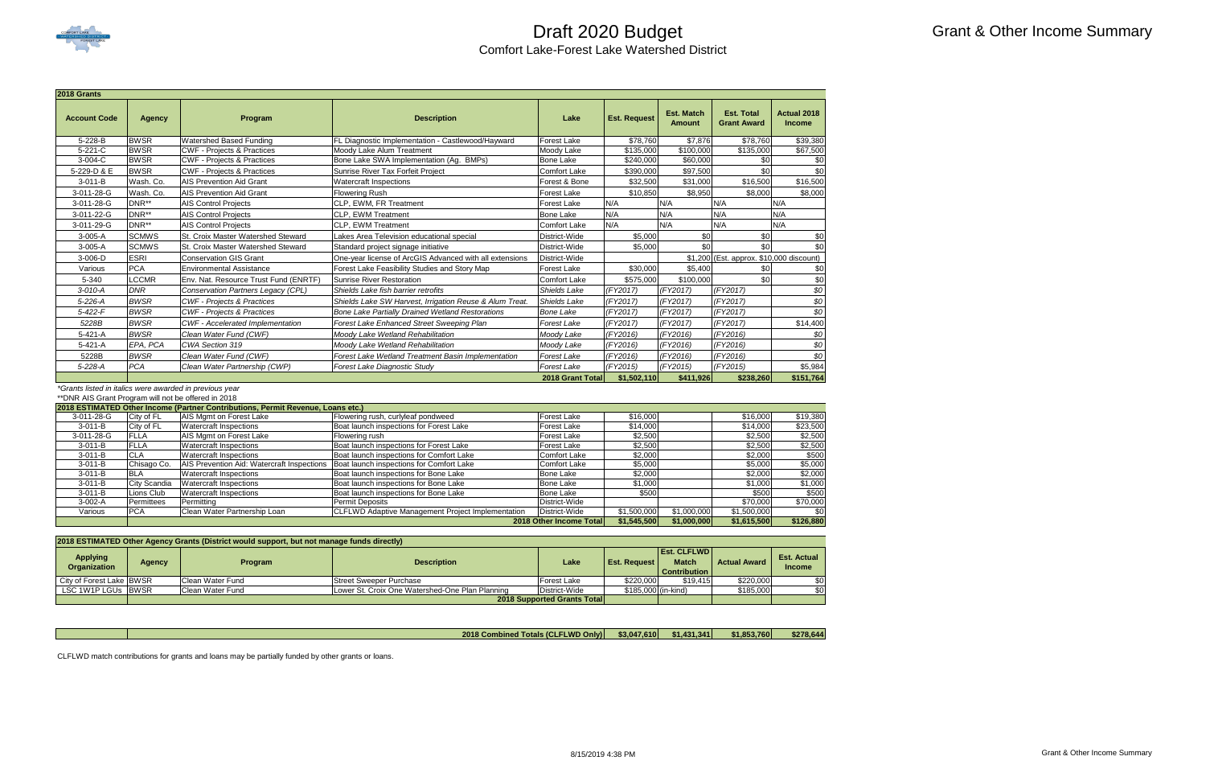# Draft 2020 Budget

## Comfort Lake-Forest Lake Watershed District

## Grant & Other Income Summary

**2018 Grants**

| Account Code | Agency | Program | Description | Lake | Est. Request | Est. Match Amount | Est. Total Grant Award | Actual 2018 Income |
|---|---|---|---|---|---|---|---|---|
| 5-228-B | BWSR | Watershed Based Funding | FL Diagnostic Implementation - Castlewood/Hayward | Forest Lake | $78,760 | $7,876 | $78,760 | $39,380 |
| 5-221-C | BWSR | CWF - Projects & Practices | Moody Lake Alum Treatment | Moody Lake | $135,000 | $100,000 | $135,000 | $67,500 |
| 3-004-C | BWSR | CWF - Projects & Practices | Bone Lake SWA Implementation (Ag. BMPs) | Bone Lake | $240,000 | $60,000 | $0 | $0 |
| 5-229-D & E | BWSR | CWF - Projects & Practices | Sunrise River Tax Forfeit Project | Comfort Lake | $390,000 | $97,500 | $0 | $0 |
| 3-011-B | Wash. Co. | AIS Prevention Aid Grant | Watercraft Inspections | Forest & Bone | $32,500 | $31,000 | $16,500 | $16,500 |
| 3-011-28-G | Wash. Co. | AIS Prevention Aid Grant | Flowering Rush | Forest Lake | $10,850 | $8,950 | $8,000 | $8,000 |
| 3-011-28-G | DNR** | AIS Control Projects | CLP, EWM, FR Treatment | Forest Lake | N/A | N/A | N/A | N/A |
| 3-011-22-G | DNR** | AIS Control Projects | CLP, EWM Treatment | Bone Lake | N/A | N/A | N/A | N/A |
| 3-011-29-G | DNR** | AIS Control Projects | CLP, EWM Treatment | Comfort Lake | N/A | N/A | N/A | N/A |
| 3-005-A | SCMWS | St. Croix Master Watershed Steward | Lakes Area Television educational special | District-Wide | $5,000 | $0 | $0 | $0 |
| 3-005-A | SCMWS | St. Croix Master Watershed Steward | Standard project signage initiative | District-Wide | $5,000 | $0 | $0 | $0 |
| 3-006-D | ESRI | Conservation GIS Grant | One-year license of ArcGIS Advanced with all extensions | District-Wide | | $1,200 | (Est. approx. $10,000 discount) | |
| Various | PCA | Environmental Assistance | Forest Lake Feasibility Studies and Story Map | Forest Lake | $30,000 | $5,400 | $0 | $0 |
| 5-340 | LCCMR | Env. Nat. Resource Trust Fund (ENRTF) | Sunrise River Restoration | Comfort Lake | $575,000 | $100,000 | $0 | $0 |
| *3-010-A* | *DNR* | *Conservation Partners Legacy (CPL)* | *Shields Lake fish barrier retrofits* | *Shields Lake* | *(FY2017)* | *(FY2017)* | *(FY2017)* | *$0* |
| *5-226-A* | *BWSR* | *CWF - Projects & Practices* | *Shields Lake SW Harvest, Irrigation Reuse & Alum Treat.* | *Shields Lake* | *(FY2017)* | *(FY2017)* | *(FY2017)* | *$0* |
| *5-422-F* | *BWSR* | *CWF - Projects & Practices* | *Bone Lake Partially Drained Wetland Restorations* | *Bone Lake* | *(FY2017)* | *(FY2017)* | *(FY2017)* | *$0* |
| *5228B* | *BWSR* | *CWF - Accelerated Implementation* | *Forest Lake Enhanced Street Sweeping Plan* | *Forest Lake* | *(FY2017)* | *(FY2017)* | *(FY2017)* | *$14,400* |
| *5-421-A* | *BWSR* | *Clean Water Fund (CWF)* | *Moody Lake Wetland Rehabilitation* | *Moody Lake* | *(FY2016)* | *(FY2016)* | *(FY2016)* | *$0* |
| *5-421-A* | *EPA, PCA* | *CWA Section 319* | *Moody Lake Wetland Rehabilitation* | *Moody Lake* | *(FY2016)* | *(FY2016)* | *(FY2016)* | *$0* |
| *5228B* | *BWSR* | *Clean Water Fund (CWF)* | *Forest Lake Wetland Treatment Basin Implementation* | *Forest Lake* | *(FY2016)* | *(FY2016)* | *(FY2016)* | *$0* |
| *5-228-A* | *PCA* | *Clean Water Partnership (CWP)* | *Forest Lake Diagnostic Study* | *Forest Lake* | *(FY2015)* | *(FY2015)* | *(FY2015)* | *$5,984* |
| | | | | **2018 Grant Total** | **$1,502,110** | **$411,926** | **$238,260** | **$151,764** |

*Grants listed in italics were awarded in previous year

**DNR AIS Grant Program will not be offered in 2018

**2018 ESTIMATED Other Income (Partner Contributions, Permit Revenue, Loans etc.)**

| Account Code | Agency | Program | Description | Lake | Est. Request | Est. Match Amount | Est. Total Grant Award | Actual 2018 Income |
|---|---|---|---|---|---|---|---|---|
| 3-011-28-G | City of FL | AIS Mgmt on Forest Lake | Flowering rush, curlyleaf pondweed | Forest Lake | $16,000 | | $16,000 | $19,380 |
| 3-011-B | City of FL | Watercraft Inspections | Boat launch inspections for Forest Lake | Forest Lake | $14,000 | | $14,000 | $23,500 |
| 3-011-28-G | FLLA | AIS Mgmt on Forest Lake | Flowering rush | Forest Lake | $2,500 | | $2,500 | $2,500 |
| 3-011-B | FLLA | Watercraft Inspections | Boat launch inspections for Forest Lake | Forest Lake | $2,500 | | $2,500 | $2,500 |
| 3-011-B | CLA | Watercraft Inspections | Boat launch inspections for Comfort Lake | Comfort Lake | $2,000 | | $2,000 | $500 |
| 3-011-B | Chisago Co. | AIS Prevention Aid: Watercraft Inspections | Boat launch inspections for Comfort Lake | Comfort Lake | $5,000 | | $5,000 | $5,000 |
| 3-011-B | BLA | Watercraft Inspections | Boat launch inspections for Bone Lake | Bone Lake | $2,000 | | $2,000 | $2,000 |
| 3-011-B | City Scandia | Watercraft Inspections | Boat launch inspections for Bone Lake | Bone Lake | $1,000 | | $1,000 | $1,000 |
| 3-011-B | Lions Club | Watercraft Inspections | Boat launch inspections for Bone Lake | Bone Lake | $500 | | $500 | $500 |
| 3-002-A | Permittees | Permitting | Permit Deposits | District-Wide | | | $70,000 | $70,000 |
| Various | PCA | Clean Water Partnership Loan | CLFLWD Adaptive Management Project Implementation | District-Wide | $1,500,000 | $1,000,000 | $1,500,000 | $0 |
| | | | | **2018 Other Income Total** | **$1,545,500** | **$1,000,000** | **$1,615,500** | **$126,880** |

**2018 ESTIMATED Other Agency Grants (District would support, but not manage funds directly)**

| Applying Organization | Agency | Program | Description | Lake | Est. Request | Est. CLFLWD Match Contribution | Actual Award | Est. Actual Income |
|---|---|---|---|---|---|---|---|---|
| City of Forest Lake | BWSR | Clean Water Fund | Street Sweeper Purchase | Forest Lake | $220,000 | $19,415 | $220,000 | $0 |
| LSC 1W1P LGUs | BWSR | Clean Water Fund | Lower St. Croix One Watershed-One Plan Planning | District-Wide | $185,000 | (in-kind) | $185,000 | $0 |
| | | | | **2018 Supported Grants Total** | | | | |

| | | | | | | | | |
|---|---|---|---|---|---|---|---|---|
| | | | | **2018 Combined Totals (CLFLWD Only)** | **$3,047,610** | **$1,431,341** | **$1,853,760** | **$278,644** |

CLFLWD match contributions for grants and loans may be partially funded by other grants or loans.

8/15/2019 4:38 PM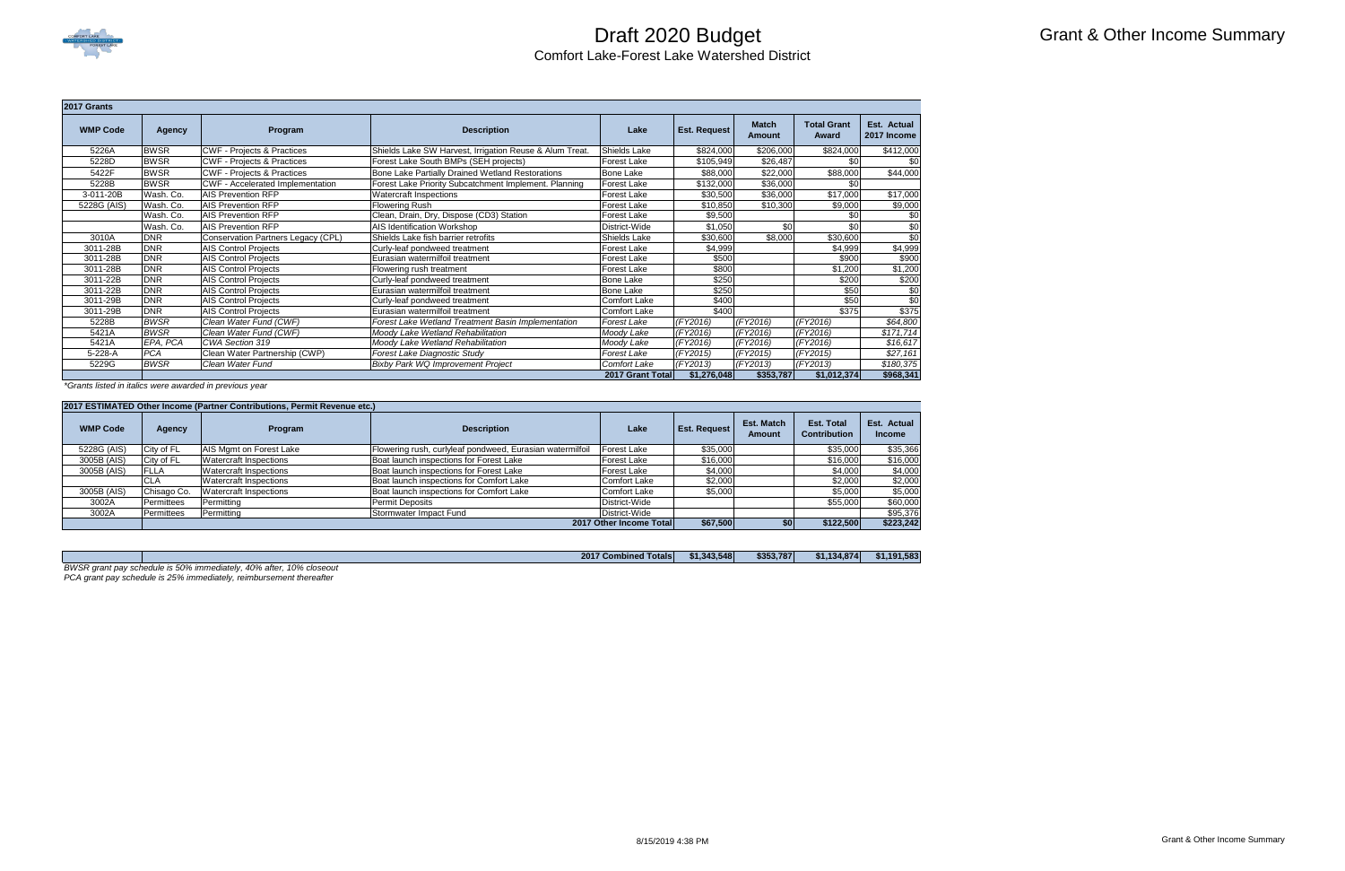# Draft 2020 Budget

## Comfort Lake-Forest Lake Watershed District

## Grant & Other Income Summary

**2017 Grants**

| WMP Code | Agency | Program | Description | Lake | Est. Request | Match Amount | Total Grant Award | Est. Actual 2017 Income |
|---|---|---|---|---|---|---|---|---|
| 5226A | BWSR | CWF - Projects & Practices | Shields Lake SW Harvest, Irrigation Reuse & Alum Treat. | Shields Lake | $824,000 | $206,000 | $824,000 | $412,000 |
| 5228D | BWSR | CWF - Projects & Practices | Forest Lake South BMPs (SEH projects) | Forest Lake | $105,949 | $26,487 | $0 | $0 |
| 5422F | BWSR | CWF - Projects & Practices | Bone Lake Partially Drained Wetland Restorations | Bone Lake | $88,000 | $22,000 | $88,000 | $44,000 |
| 5228B | BWSR | CWF - Accelerated Implementation | Forest Lake Priority Subcatchment Implement. Planning | Forest Lake | $132,000 | $36,000 | $0 | |
| 3-011-20B | Wash. Co. | AIS Prevention RFP | Watercraft Inspections | Forest Lake | $30,500 | $36,000 | $17,000 | $17,000 |
| 5228G (AIS) | Wash. Co. | AIS Prevention RFP | Flowering Rush | Forest Lake | $10,850 | $10,300 | $9,000 | $9,000 |
| | Wash. Co. | AIS Prevention RFP | Clean, Drain, Dry, Dispose (CD3) Station | Forest Lake | $9,500 | | $0 | $0 |
| | Wash. Co. | AIS Prevention RFP | AIS Identification Workshop | District-Wide | $1,050 | $0 | $0 | $0 |
| 3010A | DNR | Conservation Partners Legacy (CPL) | Shields Lake fish barrier retrofits | Shields Lake | $30,600 | $8,000 | $30,600 | $0 |
| 3011-28B | DNR | AIS Control Projects | Curly-leaf pondweed treatment | Forest Lake | $4,999 | | $4,999 | $4,999 |
| 3011-28B | DNR | AIS Control Projects | Eurasian watermilfoil treatment | Forest Lake | $500 | | $900 | $900 |
| 3011-28B | DNR | AIS Control Projects | Flowering rush treatment | Forest Lake | $800 | | $1,200 | $1,200 |
| 3011-22B | DNR | AIS Control Projects | Curly-leaf pondweed treatment | Bone Lake | $250 | | $200 | $200 |
| 3011-22B | DNR | AIS Control Projects | Eurasian watermilfoil treatment | Bone Lake | $250 | | $50 | $0 |
| 3011-29B | DNR | AIS Control Projects | Curly-leaf pondweed treatment | Comfort Lake | $400 | | $50 | $0 |
| 3011-29B | DNR | AIS Control Projects | Eurasian watermilfoil treatment | Comfort Lake | $400 | | $375 | $375 |
| 5228B | *BWSR* | *Clean Water Fund (CWF)* | *Forest Lake Wetland Treatment Basin Implementation* | *Forest Lake* | *(FY2016)* | *(FY2016)* | *(FY2016)* | *$64,800* |
| 5421A | *BWSR* | *Clean Water Fund (CWF)* | *Moody Lake Wetland Rehabilitation* | *Moody Lake* | *(FY2016)* | *(FY2016)* | *(FY2016)* | *$171,714* |
| 5421A | *EPA, PCA* | *CWA Section 319* | *Moody Lake Wetland Rehabilitation* | *Moody Lake* | *(FY2016)* | *(FY2016)* | *(FY2016)* | *$16,617* |
| 5-228-A | *PCA* | Clean Water Partnership (CWP) | *Forest Lake Diagnostic Study* | *Forest Lake* | *(FY2015)* | *(FY2015)* | *(FY2015)* | *$27,161* |
| 5229G | *BWSR* | *Clean Water Fund* | *Bixby Park WQ Improvement Project* | *Comfort Lake* | *(FY2013)* | *(FY2013)* | *(FY2013)* | *$180,375* |
| | | | | **2017 Grant Total** | **$1,276,048** | **$353,787** | **$1,012,374** | **$968,341** |

*\*Grants listed in italics were awarded in previous year*

**2017 ESTIMATED Other Income (Partner Contributions, Permit Revenue etc.)**

| WMP Code | Agency | Program | Description | Lake | Est. Request | Est. Match Amount | Est. Total Contribution | Est. Actual Income |
|---|---|---|---|---|---|---|---|---|
| 5228G (AIS) | City of FL | AIS Mgmt on Forest Lake | Flowering rush, curlyleaf pondweed, Eurasian watermilfoil | Forest Lake | $35,000 | | $35,000 | $35,366 |
| 3005B (AIS) | City of FL | Watercraft Inspections | Boat launch inspections for Forest Lake | Forest Lake | $16,000 | | $16,000 | $16,000 |
| 3005B (AIS) | FLLA | Watercraft Inspections | Boat launch inspections for Forest Lake | Forest Lake | $4,000 | | $4,000 | $4,000 |
| | CLA | Watercraft Inspections | Boat launch inspections for Comfort Lake | Comfort Lake | $2,000 | | $2,000 | $2,000 |
| 3005B (AIS) | Chisago Co. | Watercraft Inspections | Boat launch inspections for Comfort Lake | Comfort Lake | $5,000 | | $5,000 | $5,000 |
| 3002A | Permittees | Permitting | Permit Deposits | District-Wide | | | $55,000 | $60,000 |
| 3002A | Permittees | Permitting | Stormwater Impact Fund | District-Wide | | | | $95,376 |
| | | | | **2017 Other Income Total** | **$67,500** | **$0** | **$122,500** | **$223,242** |

| | | | | | | | | |
|---|---|---|---|---|---|---|---|---|
| | | | | **2017 Combined Totals** | **$1,343,548** | **$353,787** | **$1,134,874** | **$1,191,583** |

*BWSR grant pay schedule is 50% immediately, 40% after, 10% closeout*

*PCA grant pay schedule is 25% immediately, reimbursement thereafter*

8/15/2019 4:38 PM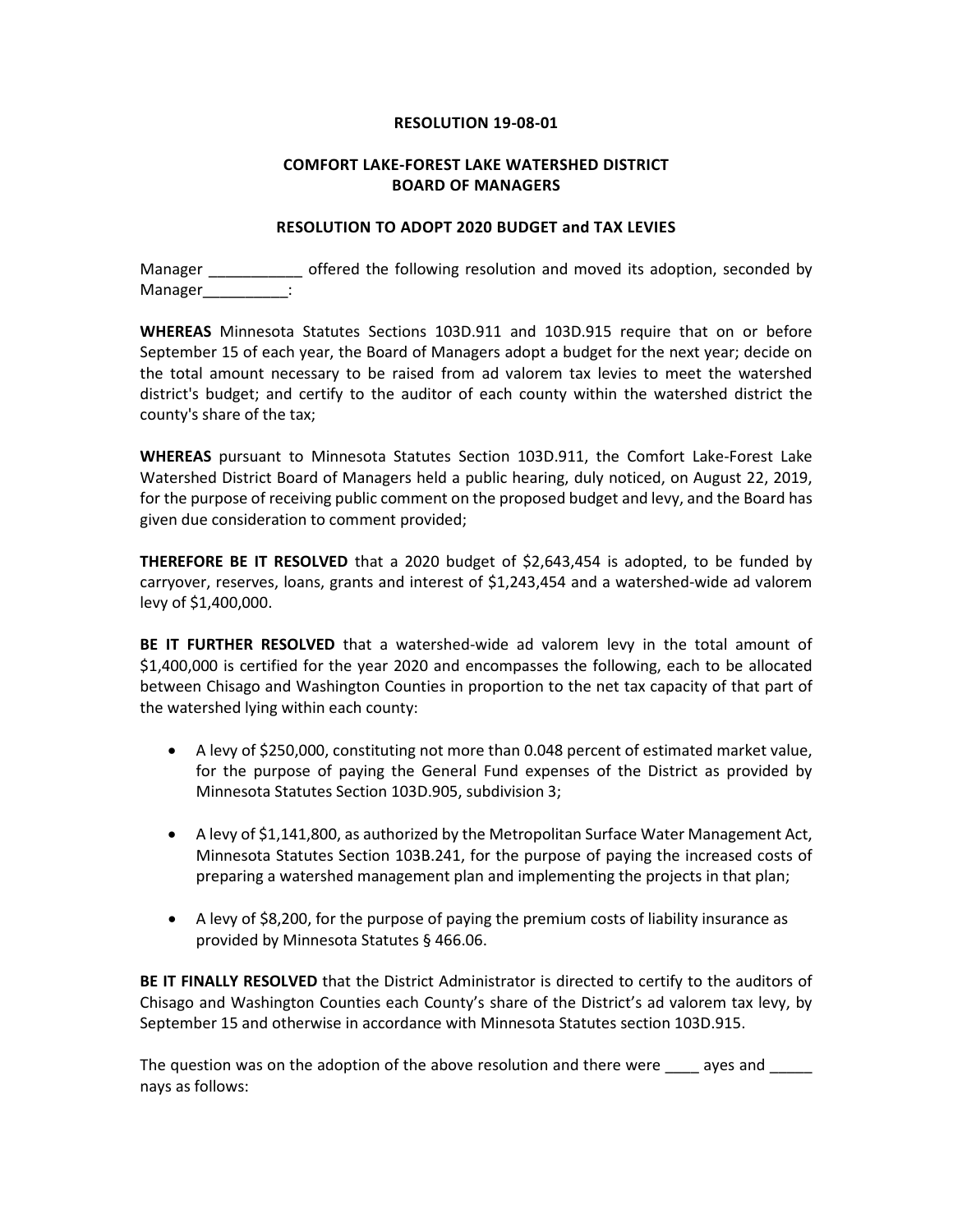**RESOLUTION 19-08-01**

**COMFORT LAKE-FOREST LAKE WATERSHED DISTRICT**
**BOARD OF MANAGERS**

**RESOLUTION TO ADOPT 2020 BUDGET and TAX LEVIES**

Manager ___________ offered the following resolution and moved its adoption, seconded by Manager__________:

**WHEREAS** Minnesota Statutes Sections 103D.911 and 103D.915 require that on or before September 15 of each year, the Board of Managers adopt a budget for the next year; decide on the total amount necessary to be raised from ad valorem tax levies to meet the watershed district's budget; and certify to the auditor of each county within the watershed district the county's share of the tax;

**WHEREAS** pursuant to Minnesota Statutes Section 103D.911, the Comfort Lake-Forest Lake Watershed District Board of Managers held a public hearing, duly noticed, on August 22, 2019, for the purpose of receiving public comment on the proposed budget and levy, and the Board has given due consideration to comment provided;

**THEREFORE BE IT RESOLVED** that a 2020 budget of $2,643,454 is adopted, to be funded by carryover, reserves, loans, grants and interest of $1,243,454 and a watershed-wide ad valorem levy of $1,400,000.

**BE IT FURTHER RESOLVED** that a watershed-wide ad valorem levy in the total amount of $1,400,000 is certified for the year 2020 and encompasses the following, each to be allocated between Chisago and Washington Counties in proportion to the net tax capacity of that part of the watershed lying within each county:

- A levy of $250,000, constituting not more than 0.048 percent of estimated market value, for the purpose of paying the General Fund expenses of the District as provided by Minnesota Statutes Section 103D.905, subdivision 3;
- A levy of $1,141,800, as authorized by the Metropolitan Surface Water Management Act, Minnesota Statutes Section 103B.241, for the purpose of paying the increased costs of preparing a watershed management plan and implementing the projects in that plan;
- A levy of $8,200, for the purpose of paying the premium costs of liability insurance as provided by Minnesota Statutes § 466.06.

**BE IT FINALLY RESOLVED** that the District Administrator is directed to certify to the auditors of Chisago and Washington Counties each County's share of the District's ad valorem tax levy, by September 15 and otherwise in accordance with Minnesota Statutes section 103D.915.

The question was on the adoption of the above resolution and there were ____ ayes and _____ nays as follows: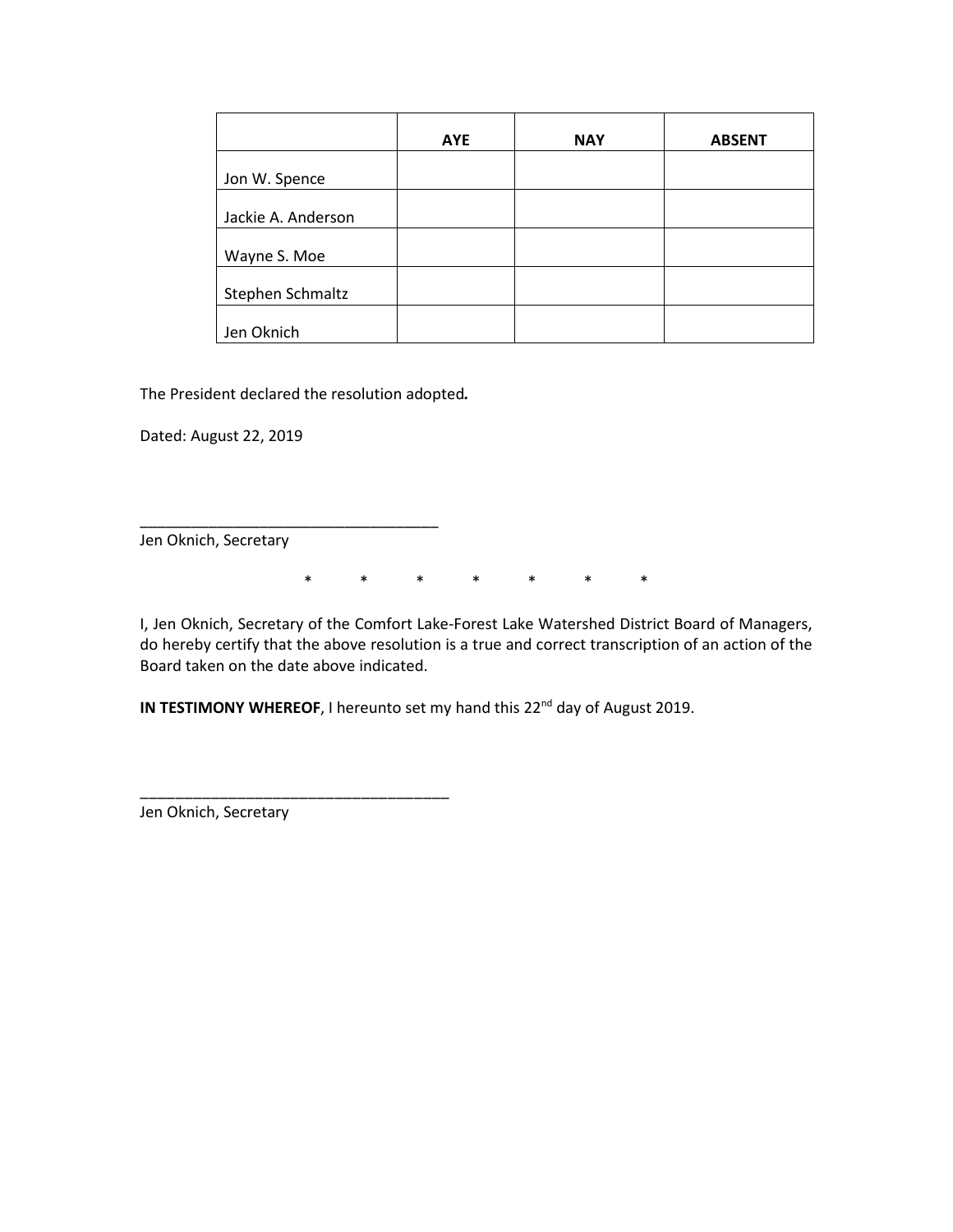| | AYE | NAY | ABSENT |
|---|---|---|---|
| Jon W. Spence | | | |
| Jackie A. Anderson | | | |
| Wayne S. Moe | | | |
| Stephen Schmaltz | | | |
| Jen Oknich | | | |

The President declared the resolution adopted*.*

Dated: August 22, 2019

___________________________________
Jen Oknich, Secretary

\* \* \* \* \* \* \*

I, Jen Oknich, Secretary of the Comfort Lake-Forest Lake Watershed District Board of Managers, do hereby certify that the above resolution is a true and correct transcription of an action of the Board taken on the date above indicated.

**IN TESTIMONY WHEREOF**, I hereunto set my hand this 22nd day of August 2019.

___________________________________
Jen Oknich, Secretary